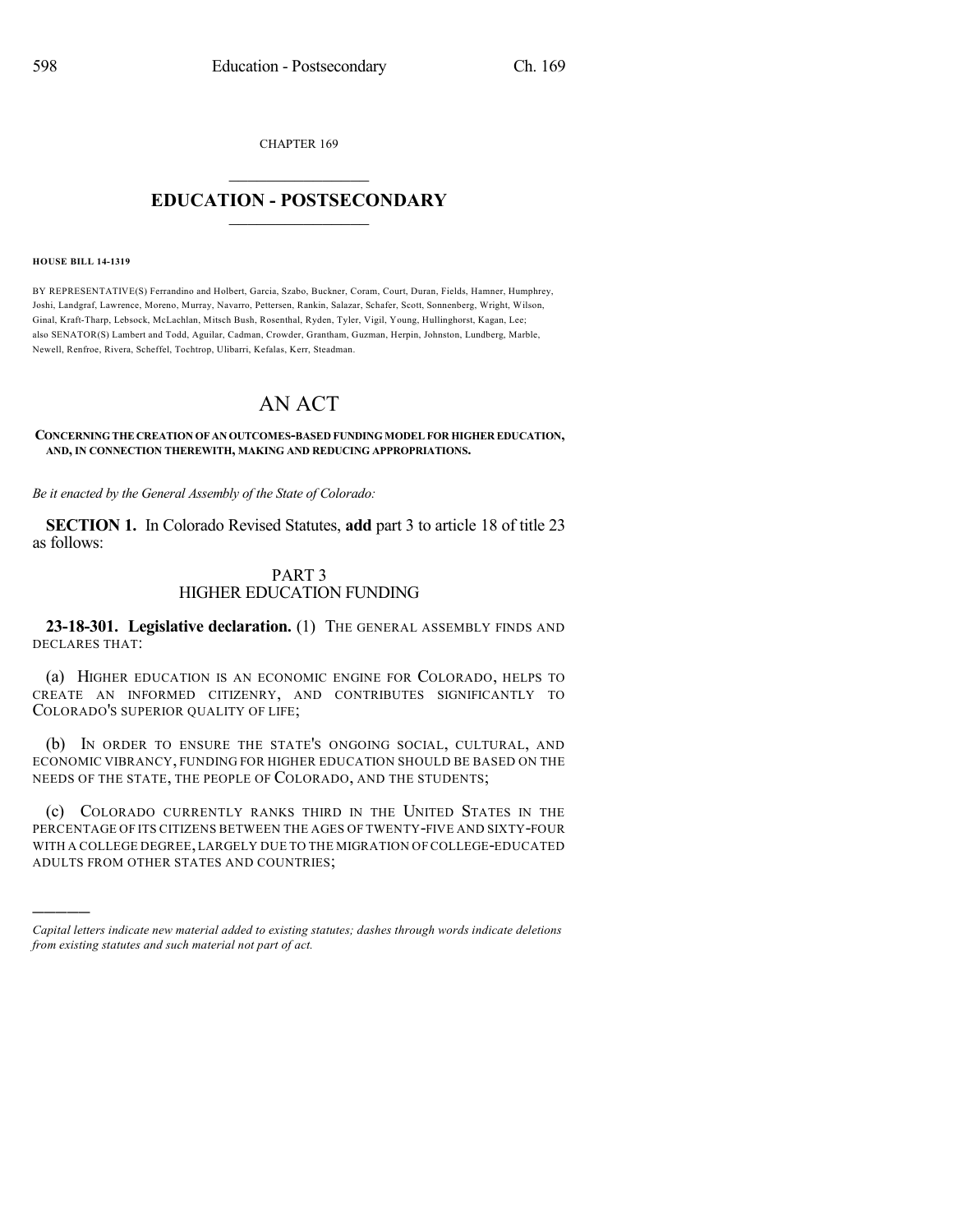CHAPTER 169

# EDUCATION - POSTSECONDARY

**HOUSE BILL 14-1319**

BY REPRESENTATIVE(S) Ferrandino and Holbert, Garcia, Szabo, Buckner, Coram, Court, Duran, Fields, Hamner, Humphrey, Joshi, Landgraf, Lawrence, Moreno, Murray, Navarro, Pettersen, Rankin, Salazar, Schafer, Scott, Sonnenberg, Wright, Wilson, Ginal, Kraft-Tharp, Lebsock, McLachlan, Mitsch Bush, Rosenthal, Ryden, Tyler, Vigil, Young, Hullinghorst, Kagan, Lee; also SENATOR(S) Lambert and Todd, Aguilar, Cadman, Crowder, Grantham, Guzman, Herpin, Johnston, Lundberg, Marble, Newell, Renfroe, Rivera, Scheffel, Tochtrop, Ulibarri, Kefalas, Kerr, Steadman.

# AN ACT

**CONCERNING THE CREATION OF AN OUTCOMES-BASED FUNDING MODEL FOR HIGHER EDUCATION, AND, IN CONNECTION THEREWITH, MAKING AND REDUCING APPROPRIATIONS.**

*Be it enacted by the General Assembly of the State of Colorado:*

**SECTION 1.** In Colorado Revised Statutes, **add** part 3 to article 18 of title 23 as follows:

## PART 3
## HIGHER EDUCATION FUNDING

**23-18-301. Legislative declaration.** (1) THE GENERAL ASSEMBLY FINDS AND DECLARES THAT:

(a) HIGHER EDUCATION IS AN ECONOMIC ENGINE FOR COLORADO, HELPS TO CREATE AN INFORMED CITIZENRY, AND CONTRIBUTES SIGNIFICANTLY TO COLORADO'S SUPERIOR QUALITY OF LIFE;

(b) IN ORDER TO ENSURE THE STATE'S ONGOING SOCIAL, CULTURAL, AND ECONOMIC VIBRANCY, FUNDING FOR HIGHER EDUCATION SHOULD BE BASED ON THE NEEDS OF THE STATE, THE PEOPLE OF COLORADO, AND THE STUDENTS;

(c) COLORADO CURRENTLY RANKS THIRD IN THE UNITED STATES IN THE PERCENTAGE OF ITS CITIZENS BETWEEN THE AGES OF TWENTY-FIVE AND SIXTY-FOUR WITH A COLLEGE DEGREE, LARGELY DUE TO THE MIGRATION OF COLLEGE-EDUCATED ADULTS FROM OTHER STATES AND COUNTRIES;

*Capital letters indicate new material added to existing statutes; dashes through words indicate deletions from existing statutes and such material not part of act.*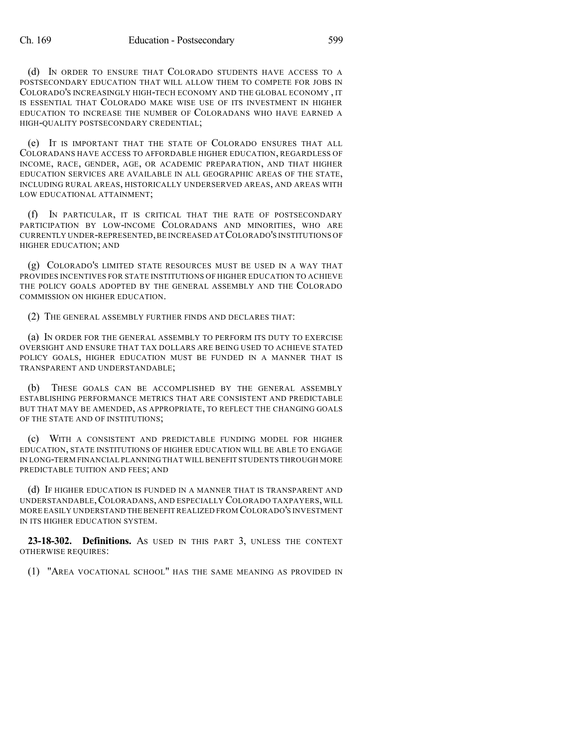(d) IN ORDER TO ENSURE THAT COLORADO STUDENTS HAVE ACCESS TO A POSTSECONDARY EDUCATION THAT WILL ALLOW THEM TO COMPETE FOR JOBS IN COLORADO'S INCREASINGLY HIGH-TECH ECONOMY AND THE GLOBAL ECONOMY , IT IS ESSENTIAL THAT COLORADO MAKE WISE USE OF ITS INVESTMENT IN HIGHER EDUCATION TO INCREASE THE NUMBER OF COLORADANS WHO HAVE EARNED A HIGH-QUALITY POSTSECONDARY CREDENTIAL;

(e) IT IS IMPORTANT THAT THE STATE OF COLORADO ENSURES THAT ALL COLORADANS HAVE ACCESS TO AFFORDABLE HIGHER EDUCATION, REGARDLESS OF INCOME, RACE, GENDER, AGE, OR ACADEMIC PREPARATION, AND THAT HIGHER EDUCATION SERVICES ARE AVAILABLE IN ALL GEOGRAPHIC AREAS OF THE STATE, INCLUDING RURAL AREAS, HISTORICALLY UNDERSERVED AREAS, AND AREAS WITH LOW EDUCATIONAL ATTAINMENT;

(f) IN PARTICULAR, IT IS CRITICAL THAT THE RATE OF POSTSECONDARY PARTICIPATION BY LOW-INCOME COLORADANS AND MINORITIES, WHO ARE CURRENTLY UNDER-REPRESENTED, BE INCREASED AT COLORADO'S INSTITUTIONS OF HIGHER EDUCATION; AND

(g) COLORADO'S LIMITED STATE RESOURCES MUST BE USED IN A WAY THAT PROVIDES INCENTIVES FOR STATE INSTITUTIONS OF HIGHER EDUCATION TO ACHIEVE THE POLICY GOALS ADOPTED BY THE GENERAL ASSEMBLY AND THE COLORADO COMMISSION ON HIGHER EDUCATION.

(2) THE GENERAL ASSEMBLY FURTHER FINDS AND DECLARES THAT:

(a) IN ORDER FOR THE GENERAL ASSEMBLY TO PERFORM ITS DUTY TO EXERCISE OVERSIGHT AND ENSURE THAT TAX DOLLARS ARE BEING USED TO ACHIEVE STATED POLICY GOALS, HIGHER EDUCATION MUST BE FUNDED IN A MANNER THAT IS TRANSPARENT AND UNDERSTANDABLE;

(b) THESE GOALS CAN BE ACCOMPLISHED BY THE GENERAL ASSEMBLY ESTABLISHING PERFORMANCE METRICS THAT ARE CONSISTENT AND PREDICTABLE BUT THAT MAY BE AMENDED, AS APPROPRIATE, TO REFLECT THE CHANGING GOALS OF THE STATE AND OF INSTITUTIONS;

(c) WITH A CONSISTENT AND PREDICTABLE FUNDING MODEL FOR HIGHER EDUCATION, STATE INSTITUTIONS OF HIGHER EDUCATION WILL BE ABLE TO ENGAGE IN LONG-TERM FINANCIAL PLANNING THAT WILL BENEFIT STUDENTS THROUGH MORE PREDICTABLE TUITION AND FEES; AND

(d) IF HIGHER EDUCATION IS FUNDED IN A MANNER THAT IS TRANSPARENT AND UNDERSTANDABLE, COLORADANS, AND ESPECIALLY COLORADO TAXPAYERS, WILL MORE EASILY UNDERSTAND THE BENEFIT REALIZED FROM COLORADO'S INVESTMENT IN ITS HIGHER EDUCATION SYSTEM.

**23-18-302. Definitions.** AS USED IN THIS PART 3, UNLESS THE CONTEXT OTHERWISE REQUIRES:

(1) "AREA VOCATIONAL SCHOOL" HAS THE SAME MEANING AS PROVIDED IN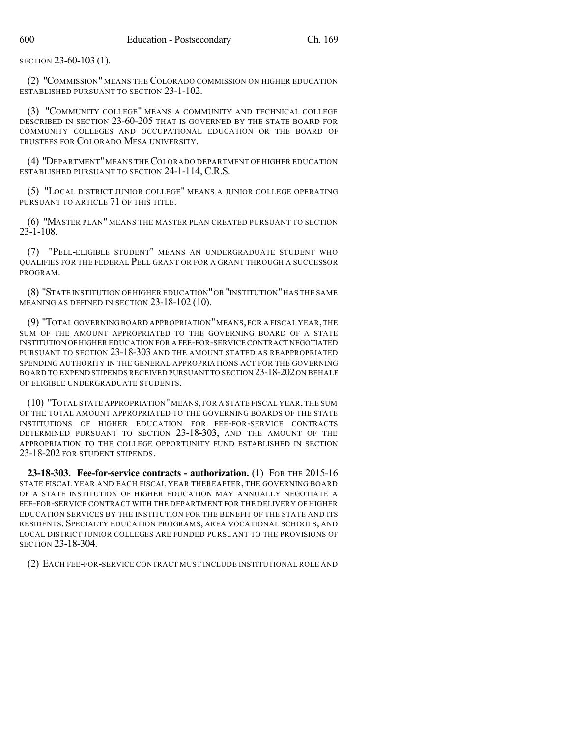SECTION 23-60-103 (1).

(2) "COMMISSION" MEANS THE COLORADO COMMISSION ON HIGHER EDUCATION ESTABLISHED PURSUANT TO SECTION 23-1-102.

(3) "COMMUNITY COLLEGE" MEANS A COMMUNITY AND TECHNICAL COLLEGE DESCRIBED IN SECTION 23-60-205 THAT IS GOVERNED BY THE STATE BOARD FOR COMMUNITY COLLEGES AND OCCUPATIONAL EDUCATION OR THE BOARD OF TRUSTEES FOR COLORADO MESA UNIVERSITY.

(4) "DEPARTMENT" MEANS THE COLORADO DEPARTMENT OF HIGHER EDUCATION ESTABLISHED PURSUANT TO SECTION 24-1-114, C.R.S.

(5) "LOCAL DISTRICT JUNIOR COLLEGE" MEANS A JUNIOR COLLEGE OPERATING PURSUANT TO ARTICLE 71 OF THIS TITLE.

(6) "MASTER PLAN" MEANS THE MASTER PLAN CREATED PURSUANT TO SECTION 23-1-108.

(7) "PELL-ELIGIBLE STUDENT" MEANS AN UNDERGRADUATE STUDENT WHO QUALIFIES FOR THE FEDERAL PELL GRANT OR FOR A GRANT THROUGH A SUCCESSOR PROGRAM.

(8) "STATE INSTITUTION OF HIGHER EDUCATION" OR "INSTITUTION" HAS THE SAME MEANING AS DEFINED IN SECTION 23-18-102 (10).

(9) "TOTAL GOVERNING BOARD APPROPRIATION" MEANS, FOR A FISCAL YEAR, THE SUM OF THE AMOUNT APPROPRIATED TO THE GOVERNING BOARD OF A STATE INSTITUTION OF HIGHER EDUCATION FOR A FEE-FOR-SERVICE CONTRACT NEGOTIATED PURSUANT TO SECTION 23-18-303 AND THE AMOUNT STATED AS REAPPROPRIATED SPENDING AUTHORITY IN THE GENERAL APPROPRIATIONS ACT FOR THE GOVERNING BOARD TO EXPEND STIPENDS RECEIVED PURSUANT TO SECTION 23-18-202 ON BEHALF OF ELIGIBLE UNDERGRADUATE STUDENTS.

(10) "TOTAL STATE APPROPRIATION" MEANS, FOR A STATE FISCAL YEAR, THE SUM OF THE TOTAL AMOUNT APPROPRIATED TO THE GOVERNING BOARDS OF THE STATE INSTITUTIONS OF HIGHER EDUCATION FOR FEE-FOR-SERVICE CONTRACTS DETERMINED PURSUANT TO SECTION 23-18-303, AND THE AMOUNT OF THE APPROPRIATION TO THE COLLEGE OPPORTUNITY FUND ESTABLISHED IN SECTION 23-18-202 FOR STUDENT STIPENDS.

**23-18-303. Fee-for-service contracts - authorization.** (1) FOR THE 2015-16 STATE FISCAL YEAR AND EACH FISCAL YEAR THEREAFTER, THE GOVERNING BOARD OF A STATE INSTITUTION OF HIGHER EDUCATION MAY ANNUALLY NEGOTIATE A FEE-FOR-SERVICE CONTRACT WITH THE DEPARTMENT FOR THE DELIVERY OF HIGHER EDUCATION SERVICES BY THE INSTITUTION FOR THE BENEFIT OF THE STATE AND ITS RESIDENTS. SPECIALTY EDUCATION PROGRAMS, AREA VOCATIONAL SCHOOLS, AND LOCAL DISTRICT JUNIOR COLLEGES ARE FUNDED PURSUANT TO THE PROVISIONS OF SECTION 23-18-304.

(2) EACH FEE-FOR-SERVICE CONTRACT MUST INCLUDE INSTITUTIONAL ROLE AND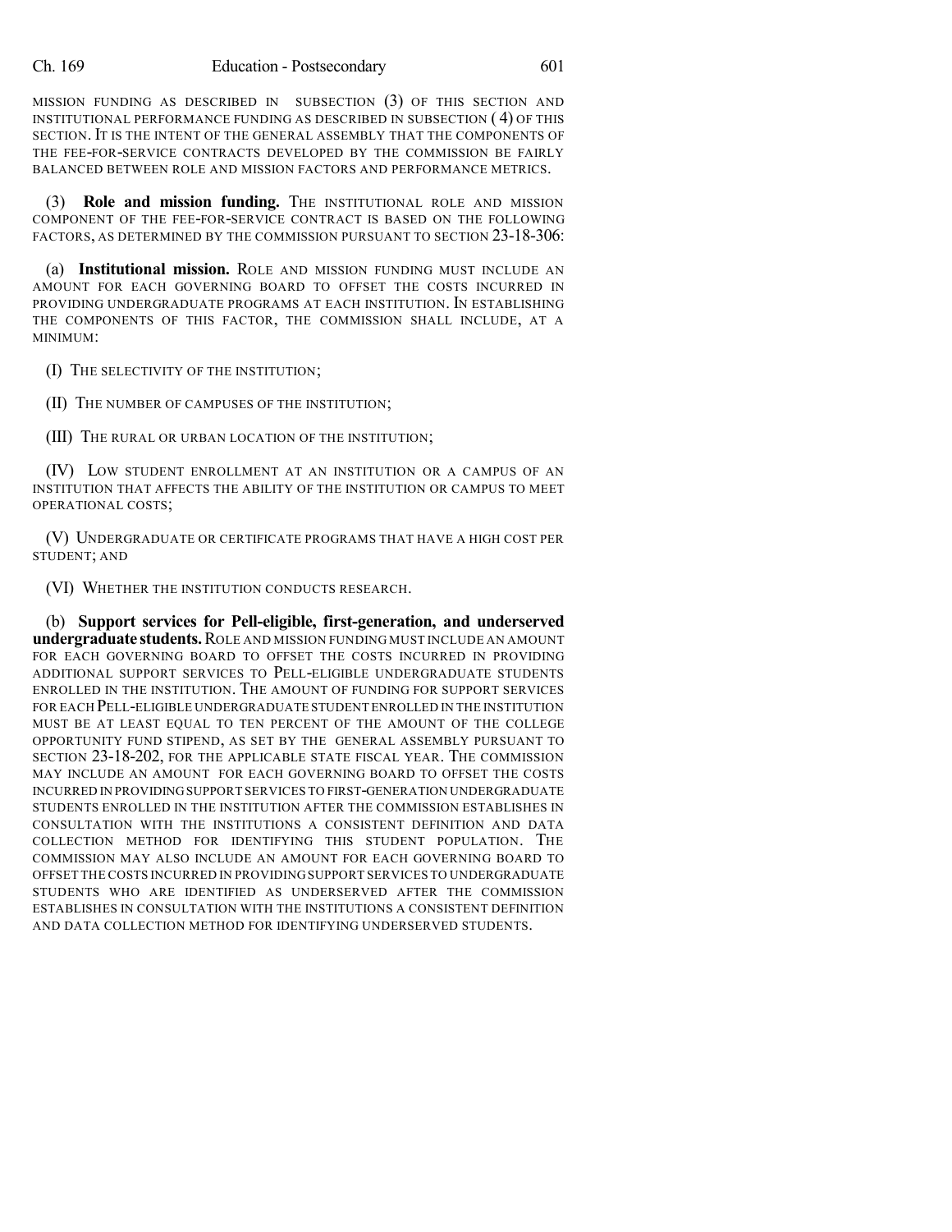MISSION FUNDING AS DESCRIBED IN SUBSECTION (3) OF THIS SECTION AND INSTITUTIONAL PERFORMANCE FUNDING AS DESCRIBED IN SUBSECTION (4) OF THIS SECTION. IT IS THE INTENT OF THE GENERAL ASSEMBLY THAT THE COMPONENTS OF THE FEE-FOR-SERVICE CONTRACTS DEVELOPED BY THE COMMISSION BE FAIRLY BALANCED BETWEEN ROLE AND MISSION FACTORS AND PERFORMANCE METRICS.

(3) **Role and mission funding.** THE INSTITUTIONAL ROLE AND MISSION COMPONENT OF THE FEE-FOR-SERVICE CONTRACT IS BASED ON THE FOLLOWING FACTORS, AS DETERMINED BY THE COMMISSION PURSUANT TO SECTION 23-18-306:

(a) **Institutional mission.** ROLE AND MISSION FUNDING MUST INCLUDE AN AMOUNT FOR EACH GOVERNING BOARD TO OFFSET THE COSTS INCURRED IN PROVIDING UNDERGRADUATE PROGRAMS AT EACH INSTITUTION. IN ESTABLISHING THE COMPONENTS OF THIS FACTOR, THE COMMISSION SHALL INCLUDE, AT A MINIMUM:

(I) THE SELECTIVITY OF THE INSTITUTION;

(II) THE NUMBER OF CAMPUSES OF THE INSTITUTION;

(III) THE RURAL OR URBAN LOCATION OF THE INSTITUTION;

(IV) LOW STUDENT ENROLLMENT AT AN INSTITUTION OR A CAMPUS OF AN INSTITUTION THAT AFFECTS THE ABILITY OF THE INSTITUTION OR CAMPUS TO MEET OPERATIONAL COSTS;

(V) UNDERGRADUATE OR CERTIFICATE PROGRAMS THAT HAVE A HIGH COST PER STUDENT; AND

(VI) WHETHER THE INSTITUTION CONDUCTS RESEARCH.

(b) **Support services for Pell-eligible, first-generation, and underserved undergraduate students.** ROLE AND MISSION FUNDING MUST INCLUDE AN AMOUNT FOR EACH GOVERNING BOARD TO OFFSET THE COSTS INCURRED IN PROVIDING ADDITIONAL SUPPORT SERVICES TO PELL-ELIGIBLE UNDERGRADUATE STUDENTS ENROLLED IN THE INSTITUTION. THE AMOUNT OF FUNDING FOR SUPPORT SERVICES FOR EACH PELL-ELIGIBLE UNDERGRADUATE STUDENT ENROLLED IN THE INSTITUTION MUST BE AT LEAST EQUAL TO TEN PERCENT OF THE AMOUNT OF THE COLLEGE OPPORTUNITY FUND STIPEND, AS SET BY THE GENERAL ASSEMBLY PURSUANT TO SECTION 23-18-202, FOR THE APPLICABLE STATE FISCAL YEAR. THE COMMISSION MAY INCLUDE AN AMOUNT FOR EACH GOVERNING BOARD TO OFFSET THE COSTS INCURRED IN PROVIDING SUPPORT SERVICES TO FIRST-GENERATION UNDERGRADUATE STUDENTS ENROLLED IN THE INSTITUTION AFTER THE COMMISSION ESTABLISHES IN CONSULTATION WITH THE INSTITUTIONS A CONSISTENT DEFINITION AND DATA COLLECTION METHOD FOR IDENTIFYING THIS STUDENT POPULATION. THE COMMISSION MAY ALSO INCLUDE AN AMOUNT FOR EACH GOVERNING BOARD TO OFFSET THE COSTS INCURRED IN PROVIDING SUPPORT SERVICES TO UNDERGRADUATE STUDENTS WHO ARE IDENTIFIED AS UNDERSERVED AFTER THE COMMISSION ESTABLISHES IN CONSULTATION WITH THE INSTITUTIONS A CONSISTENT DEFINITION AND DATA COLLECTION METHOD FOR IDENTIFYING UNDERSERVED STUDENTS.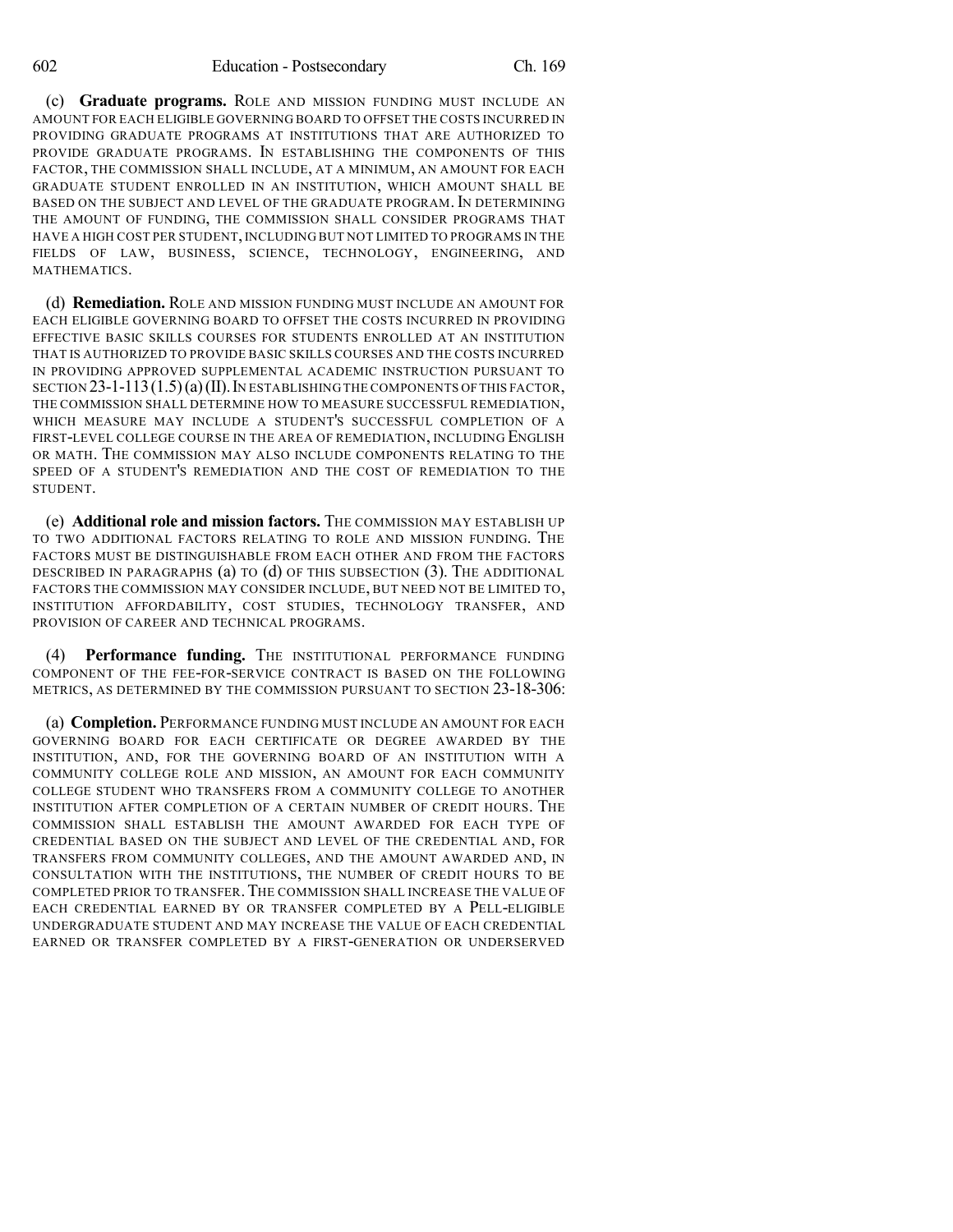(c) **Graduate programs.** ROLE AND MISSION FUNDING MUST INCLUDE AN AMOUNT FOR EACH ELIGIBLE GOVERNING BOARD TO OFFSET THE COSTS INCURRED IN PROVIDING GRADUATE PROGRAMS AT INSTITUTIONS THAT ARE AUTHORIZED TO PROVIDE GRADUATE PROGRAMS. IN ESTABLISHING THE COMPONENTS OF THIS FACTOR, THE COMMISSION SHALL INCLUDE, AT A MINIMUM, AN AMOUNT FOR EACH GRADUATE STUDENT ENROLLED IN AN INSTITUTION, WHICH AMOUNT SHALL BE BASED ON THE SUBJECT AND LEVEL OF THE GRADUATE PROGRAM. IN DETERMINING THE AMOUNT OF FUNDING, THE COMMISSION SHALL CONSIDER PROGRAMS THAT HAVE A HIGH COST PER STUDENT, INCLUDING BUT NOT LIMITED TO PROGRAMS IN THE FIELDS OF LAW, BUSINESS, SCIENCE, TECHNOLOGY, ENGINEERING, AND MATHEMATICS.

(d) **Remediation.** ROLE AND MISSION FUNDING MUST INCLUDE AN AMOUNT FOR EACH ELIGIBLE GOVERNING BOARD TO OFFSET THE COSTS INCURRED IN PROVIDING EFFECTIVE BASIC SKILLS COURSES FOR STUDENTS ENROLLED AT AN INSTITUTION THAT IS AUTHORIZED TO PROVIDE BASIC SKILLS COURSES AND THE COSTS INCURRED IN PROVIDING APPROVED SUPPLEMENTAL ACADEMIC INSTRUCTION PURSUANT TO SECTION 23-1-113 (1.5) (a) (II). IN ESTABLISHING THE COMPONENTS OF THIS FACTOR, THE COMMISSION SHALL DETERMINE HOW TO MEASURE SUCCESSFUL REMEDIATION, WHICH MEASURE MAY INCLUDE A STUDENT'S SUCCESSFUL COMPLETION OF A FIRST-LEVEL COLLEGE COURSE IN THE AREA OF REMEDIATION, INCLUDING ENGLISH OR MATH. THE COMMISSION MAY ALSO INCLUDE COMPONENTS RELATING TO THE SPEED OF A STUDENT'S REMEDIATION AND THE COST OF REMEDIATION TO THE STUDENT.

(e) **Additional role and mission factors.** THE COMMISSION MAY ESTABLISH UP TO TWO ADDITIONAL FACTORS RELATING TO ROLE AND MISSION FUNDING. THE FACTORS MUST BE DISTINGUISHABLE FROM EACH OTHER AND FROM THE FACTORS DESCRIBED IN PARAGRAPHS (a) TO (d) OF THIS SUBSECTION (3). THE ADDITIONAL FACTORS THE COMMISSION MAY CONSIDER INCLUDE, BUT NEED NOT BE LIMITED TO, INSTITUTION AFFORDABILITY, COST STUDIES, TECHNOLOGY TRANSFER, AND PROVISION OF CAREER AND TECHNICAL PROGRAMS.

(4) **Performance funding.** THE INSTITUTIONAL PERFORMANCE FUNDING COMPONENT OF THE FEE-FOR-SERVICE CONTRACT IS BASED ON THE FOLLOWING METRICS, AS DETERMINED BY THE COMMISSION PURSUANT TO SECTION 23-18-306:

(a) **Completion.** PERFORMANCE FUNDING MUST INCLUDE AN AMOUNT FOR EACH GOVERNING BOARD FOR EACH CERTIFICATE OR DEGREE AWARDED BY THE INSTITUTION, AND, FOR THE GOVERNING BOARD OF AN INSTITUTION WITH A COMMUNITY COLLEGE ROLE AND MISSION, AN AMOUNT FOR EACH COMMUNITY COLLEGE STUDENT WHO TRANSFERS FROM A COMMUNITY COLLEGE TO ANOTHER INSTITUTION AFTER COMPLETION OF A CERTAIN NUMBER OF CREDIT HOURS. THE COMMISSION SHALL ESTABLISH THE AMOUNT AWARDED FOR EACH TYPE OF CREDENTIAL BASED ON THE SUBJECT AND LEVEL OF THE CREDENTIAL AND, FOR TRANSFERS FROM COMMUNITY COLLEGES, AND THE AMOUNT AWARDED AND, IN CONSULTATION WITH THE INSTITUTIONS, THE NUMBER OF CREDIT HOURS TO BE COMPLETED PRIOR TO TRANSFER. THE COMMISSION SHALL INCREASE THE VALUE OF EACH CREDENTIAL EARNED BY OR TRANSFER COMPLETED BY A PELL-ELIGIBLE UNDERGRADUATE STUDENT AND MAY INCREASE THE VALUE OF EACH CREDENTIAL EARNED OR TRANSFER COMPLETED BY A FIRST-GENERATION OR UNDERSERVED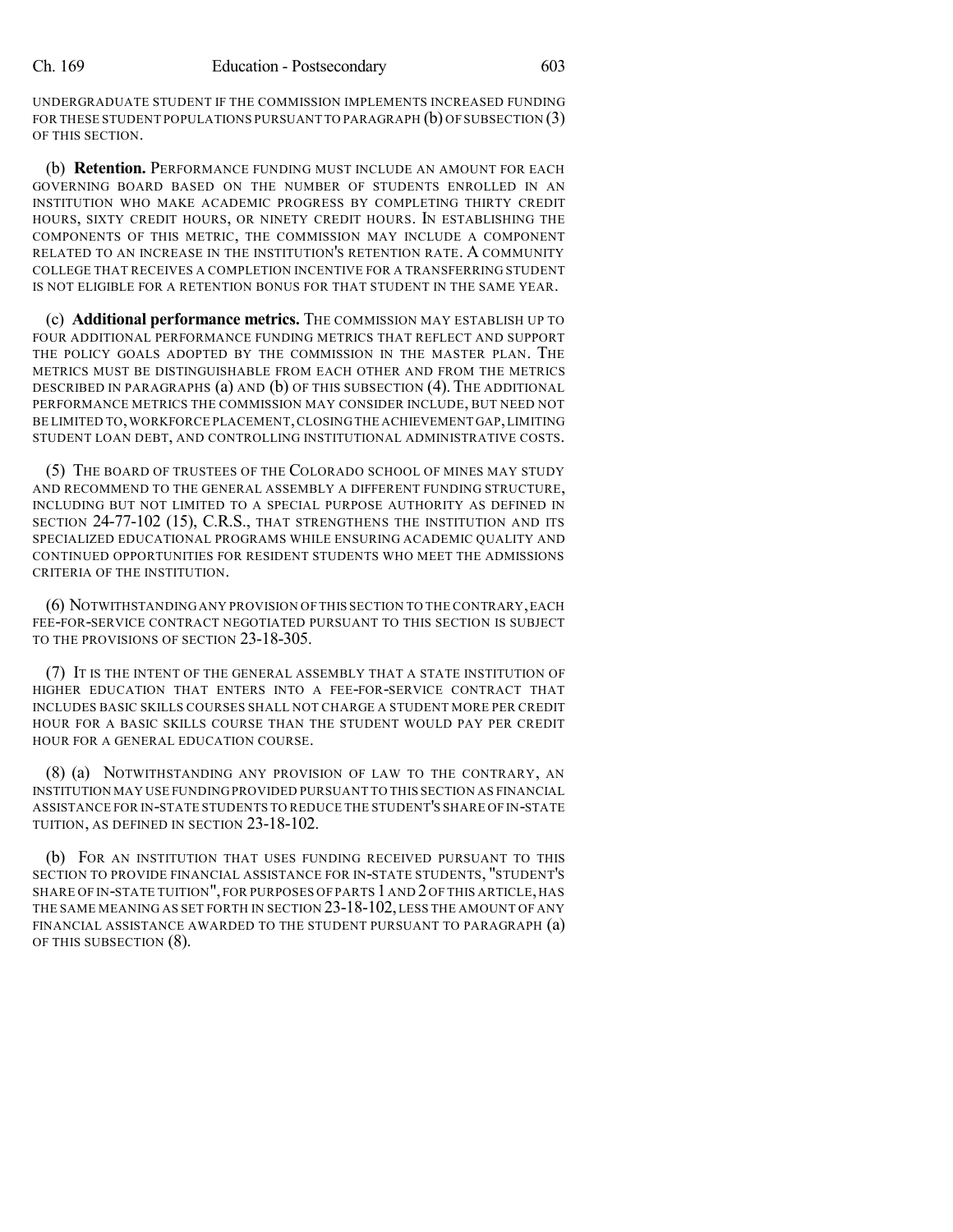UNDERGRADUATE STUDENT IF THE COMMISSION IMPLEMENTS INCREASED FUNDING FOR THESE STUDENT POPULATIONS PURSUANT TO PARAGRAPH (b) OF SUBSECTION (3) OF THIS SECTION.

(b) **Retention.** PERFORMANCE FUNDING MUST INCLUDE AN AMOUNT FOR EACH GOVERNING BOARD BASED ON THE NUMBER OF STUDENTS ENROLLED IN AN INSTITUTION WHO MAKE ACADEMIC PROGRESS BY COMPLETING THIRTY CREDIT HOURS, SIXTY CREDIT HOURS, OR NINETY CREDIT HOURS. IN ESTABLISHING THE COMPONENTS OF THIS METRIC, THE COMMISSION MAY INCLUDE A COMPONENT RELATED TO AN INCREASE IN THE INSTITUTION'S RETENTION RATE. A COMMUNITY COLLEGE THAT RECEIVES A COMPLETION INCENTIVE FOR A TRANSFERRING STUDENT IS NOT ELIGIBLE FOR A RETENTION BONUS FOR THAT STUDENT IN THE SAME YEAR.

(c) **Additional performance metrics.** THE COMMISSION MAY ESTABLISH UP TO FOUR ADDITIONAL PERFORMANCE FUNDING METRICS THAT REFLECT AND SUPPORT THE POLICY GOALS ADOPTED BY THE COMMISSION IN THE MASTER PLAN. THE METRICS MUST BE DISTINGUISHABLE FROM EACH OTHER AND FROM THE METRICS DESCRIBED IN PARAGRAPHS (a) AND (b) OF THIS SUBSECTION (4). THE ADDITIONAL PERFORMANCE METRICS THE COMMISSION MAY CONSIDER INCLUDE, BUT NEED NOT BE LIMITED TO, WORKFORCE PLACEMENT, CLOSING THE ACHIEVEMENT GAP, LIMITING STUDENT LOAN DEBT, AND CONTROLLING INSTITUTIONAL ADMINISTRATIVE COSTS.

(5) THE BOARD OF TRUSTEES OF THE COLORADO SCHOOL OF MINES MAY STUDY AND RECOMMEND TO THE GENERAL ASSEMBLY A DIFFERENT FUNDING STRUCTURE, INCLUDING BUT NOT LIMITED TO A SPECIAL PURPOSE AUTHORITY AS DEFINED IN SECTION 24-77-102 (15), C.R.S., THAT STRENGTHENS THE INSTITUTION AND ITS SPECIALIZED EDUCATIONAL PROGRAMS WHILE ENSURING ACADEMIC QUALITY AND CONTINUED OPPORTUNITIES FOR RESIDENT STUDENTS WHO MEET THE ADMISSIONS CRITERIA OF THE INSTITUTION.

(6) NOTWITHSTANDING ANY PROVISION OF THIS SECTION TO THE CONTRARY, EACH FEE-FOR-SERVICE CONTRACT NEGOTIATED PURSUANT TO THIS SECTION IS SUBJECT TO THE PROVISIONS OF SECTION 23-18-305.

(7) IT IS THE INTENT OF THE GENERAL ASSEMBLY THAT A STATE INSTITUTION OF HIGHER EDUCATION THAT ENTERS INTO A FEE-FOR-SERVICE CONTRACT THAT INCLUDES BASIC SKILLS COURSES SHALL NOT CHARGE A STUDENT MORE PER CREDIT HOUR FOR A BASIC SKILLS COURSE THAN THE STUDENT WOULD PAY PER CREDIT HOUR FOR A GENERAL EDUCATION COURSE.

(8) (a) NOTWITHSTANDING ANY PROVISION OF LAW TO THE CONTRARY, AN INSTITUTION MAY USE FUNDING PROVIDED PURSUANT TO THIS SECTION AS FINANCIAL ASSISTANCE FOR IN-STATE STUDENTS TO REDUCE THE STUDENT'S SHARE OF IN-STATE TUITION, AS DEFINED IN SECTION 23-18-102.

(b) FOR AN INSTITUTION THAT USES FUNDING RECEIVED PURSUANT TO THIS SECTION TO PROVIDE FINANCIAL ASSISTANCE FOR IN-STATE STUDENTS, "STUDENT'S SHARE OF IN-STATE TUITION", FOR PURPOSES OF PARTS 1 AND 2 OF THIS ARTICLE, HAS THE SAME MEANING AS SET FORTH IN SECTION 23-18-102, LESS THE AMOUNT OF ANY FINANCIAL ASSISTANCE AWARDED TO THE STUDENT PURSUANT TO PARAGRAPH (a) OF THIS SUBSECTION (8).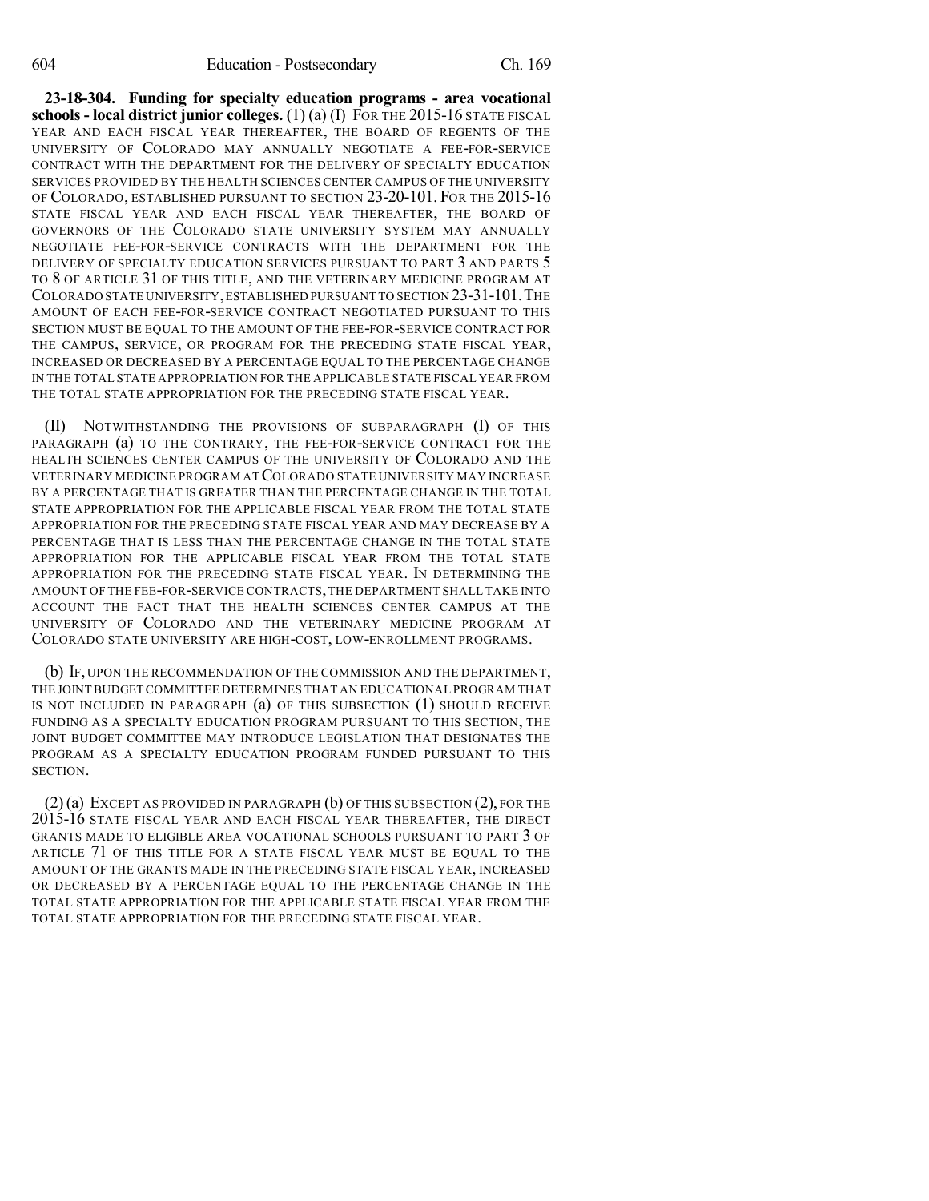**23-18-304. Funding for specialty education programs - area vocational schools - local district junior colleges.** (1) (a) (I) FOR THE 2015-16 STATE FISCAL YEAR AND EACH FISCAL YEAR THEREAFTER, THE BOARD OF REGENTS OF THE UNIVERSITY OF COLORADO MAY ANNUALLY NEGOTIATE A FEE-FOR-SERVICE CONTRACT WITH THE DEPARTMENT FOR THE DELIVERY OF SPECIALTY EDUCATION SERVICES PROVIDED BY THE HEALTH SCIENCES CENTER CAMPUS OF THE UNIVERSITY OF COLORADO, ESTABLISHED PURSUANT TO SECTION 23-20-101. FOR THE 2015-16 STATE FISCAL YEAR AND EACH FISCAL YEAR THEREAFTER, THE BOARD OF GOVERNORS OF THE COLORADO STATE UNIVERSITY SYSTEM MAY ANNUALLY NEGOTIATE FEE-FOR-SERVICE CONTRACTS WITH THE DEPARTMENT FOR THE DELIVERY OF SPECIALTY EDUCATION SERVICES PURSUANT TO PART 3 AND PARTS 5 TO 8 OF ARTICLE 31 OF THIS TITLE, AND THE VETERINARY MEDICINE PROGRAM AT COLORADO STATE UNIVERSITY, ESTABLISHED PURSUANT TO SECTION 23-31-101. THE AMOUNT OF EACH FEE-FOR-SERVICE CONTRACT NEGOTIATED PURSUANT TO THIS SECTION MUST BE EQUAL TO THE AMOUNT OF THE FEE-FOR-SERVICE CONTRACT FOR THE CAMPUS, SERVICE, OR PROGRAM FOR THE PRECEDING STATE FISCAL YEAR, INCREASED OR DECREASED BY A PERCENTAGE EQUAL TO THE PERCENTAGE CHANGE IN THE TOTAL STATE APPROPRIATION FOR THE APPLICABLE STATE FISCAL YEAR FROM THE TOTAL STATE APPROPRIATION FOR THE PRECEDING STATE FISCAL YEAR.

(II) NOTWITHSTANDING THE PROVISIONS OF SUBPARAGRAPH (I) OF THIS PARAGRAPH (a) TO THE CONTRARY, THE FEE-FOR-SERVICE CONTRACT FOR THE HEALTH SCIENCES CENTER CAMPUS OF THE UNIVERSITY OF COLORADO AND THE VETERINARY MEDICINE PROGRAM AT COLORADO STATE UNIVERSITY MAY INCREASE BY A PERCENTAGE THAT IS GREATER THAN THE PERCENTAGE CHANGE IN THE TOTAL STATE APPROPRIATION FOR THE APPLICABLE FISCAL YEAR FROM THE TOTAL STATE APPROPRIATION FOR THE PRECEDING STATE FISCAL YEAR AND MAY DECREASE BY A PERCENTAGE THAT IS LESS THAN THE PERCENTAGE CHANGE IN THE TOTAL STATE APPROPRIATION FOR THE APPLICABLE FISCAL YEAR FROM THE TOTAL STATE APPROPRIATION FOR THE PRECEDING STATE FISCAL YEAR. IN DETERMINING THE AMOUNT OF THE FEE-FOR-SERVICE CONTRACTS, THE DEPARTMENT SHALL TAKE INTO ACCOUNT THE FACT THAT THE HEALTH SCIENCES CENTER CAMPUS AT THE UNIVERSITY OF COLORADO AND THE VETERINARY MEDICINE PROGRAM AT COLORADO STATE UNIVERSITY ARE HIGH-COST, LOW-ENROLLMENT PROGRAMS.

(b) IF, UPON THE RECOMMENDATION OF THE COMMISSION AND THE DEPARTMENT, THE JOINT BUDGET COMMITTEE DETERMINES THAT AN EDUCATIONAL PROGRAM THAT IS NOT INCLUDED IN PARAGRAPH (a) OF THIS SUBSECTION (1) SHOULD RECEIVE FUNDING AS A SPECIALTY EDUCATION PROGRAM PURSUANT TO THIS SECTION, THE JOINT BUDGET COMMITTEE MAY INTRODUCE LEGISLATION THAT DESIGNATES THE PROGRAM AS A SPECIALTY EDUCATION PROGRAM FUNDED PURSUANT TO THIS SECTION.

(2) (a) EXCEPT AS PROVIDED IN PARAGRAPH (b) OF THIS SUBSECTION (2), FOR THE 2015-16 STATE FISCAL YEAR AND EACH FISCAL YEAR THEREAFTER, THE DIRECT GRANTS MADE TO ELIGIBLE AREA VOCATIONAL SCHOOLS PURSUANT TO PART 3 OF ARTICLE 71 OF THIS TITLE FOR A STATE FISCAL YEAR MUST BE EQUAL TO THE AMOUNT OF THE GRANTS MADE IN THE PRECEDING STATE FISCAL YEAR, INCREASED OR DECREASED BY A PERCENTAGE EQUAL TO THE PERCENTAGE CHANGE IN THE TOTAL STATE APPROPRIATION FOR THE APPLICABLE STATE FISCAL YEAR FROM THE TOTAL STATE APPROPRIATION FOR THE PRECEDING STATE FISCAL YEAR.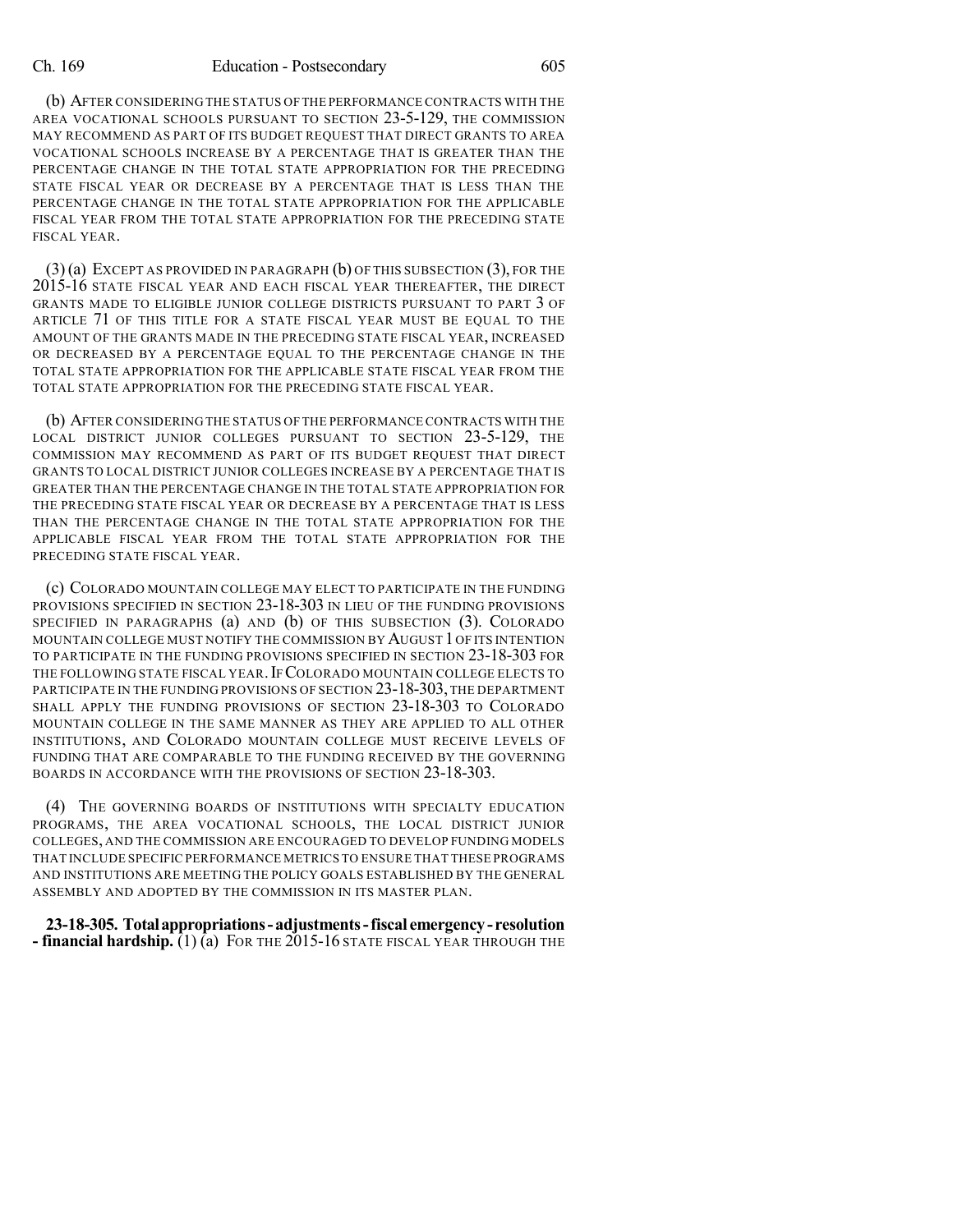(b) AFTER CONSIDERING THE STATUS OF THE PERFORMANCE CONTRACTS WITH THE AREA VOCATIONAL SCHOOLS PURSUANT TO SECTION 23-5-129, THE COMMISSION MAY RECOMMEND AS PART OF ITS BUDGET REQUEST THAT DIRECT GRANTS TO AREA VOCATIONAL SCHOOLS INCREASE BY A PERCENTAGE THAT IS GREATER THAN THE PERCENTAGE CHANGE IN THE TOTAL STATE APPROPRIATION FOR THE PRECEDING STATE FISCAL YEAR OR DECREASE BY A PERCENTAGE THAT IS LESS THAN THE PERCENTAGE CHANGE IN THE TOTAL STATE APPROPRIATION FOR THE APPLICABLE FISCAL YEAR FROM THE TOTAL STATE APPROPRIATION FOR THE PRECEDING STATE FISCAL YEAR.

(3) (a) EXCEPT AS PROVIDED IN PARAGRAPH (b) OF THIS SUBSECTION (3), FOR THE 2015-16 STATE FISCAL YEAR AND EACH FISCAL YEAR THEREAFTER, THE DIRECT GRANTS MADE TO ELIGIBLE JUNIOR COLLEGE DISTRICTS PURSUANT TO PART 3 OF ARTICLE 71 OF THIS TITLE FOR A STATE FISCAL YEAR MUST BE EQUAL TO THE AMOUNT OF THE GRANTS MADE IN THE PRECEDING STATE FISCAL YEAR, INCREASED OR DECREASED BY A PERCENTAGE EQUAL TO THE PERCENTAGE CHANGE IN THE TOTAL STATE APPROPRIATION FOR THE APPLICABLE STATE FISCAL YEAR FROM THE TOTAL STATE APPROPRIATION FOR THE PRECEDING STATE FISCAL YEAR.

(b) AFTER CONSIDERING THE STATUS OF THE PERFORMANCE CONTRACTS WITH THE LOCAL DISTRICT JUNIOR COLLEGES PURSUANT TO SECTION 23-5-129, THE COMMISSION MAY RECOMMEND AS PART OF ITS BUDGET REQUEST THAT DIRECT GRANTS TO LOCAL DISTRICT JUNIOR COLLEGES INCREASE BY A PERCENTAGE THAT IS GREATER THAN THE PERCENTAGE CHANGE IN THE TOTAL STATE APPROPRIATION FOR THE PRECEDING STATE FISCAL YEAR OR DECREASE BY A PERCENTAGE THAT IS LESS THAN THE PERCENTAGE CHANGE IN THE TOTAL STATE APPROPRIATION FOR THE APPLICABLE FISCAL YEAR FROM THE TOTAL STATE APPROPRIATION FOR THE PRECEDING STATE FISCAL YEAR.

(c) COLORADO MOUNTAIN COLLEGE MAY ELECT TO PARTICIPATE IN THE FUNDING PROVISIONS SPECIFIED IN SECTION 23-18-303 IN LIEU OF THE FUNDING PROVISIONS SPECIFIED IN PARAGRAPHS (a) AND (b) OF THIS SUBSECTION (3). COLORADO MOUNTAIN COLLEGE MUST NOTIFY THE COMMISSION BY AUGUST 1 OF ITS INTENTION TO PARTICIPATE IN THE FUNDING PROVISIONS SPECIFIED IN SECTION 23-18-303 FOR THE FOLLOWING STATE FISCAL YEAR. IF COLORADO MOUNTAIN COLLEGE ELECTS TO PARTICIPATE IN THE FUNDING PROVISIONS OF SECTION 23-18-303, THE DEPARTMENT SHALL APPLY THE FUNDING PROVISIONS OF SECTION 23-18-303 TO COLORADO MOUNTAIN COLLEGE IN THE SAME MANNER AS THEY ARE APPLIED TO ALL OTHER INSTITUTIONS, AND COLORADO MOUNTAIN COLLEGE MUST RECEIVE LEVELS OF FUNDING THAT ARE COMPARABLE TO THE FUNDING RECEIVED BY THE GOVERNING BOARDS IN ACCORDANCE WITH THE PROVISIONS OF SECTION 23-18-303.

(4) THE GOVERNING BOARDS OF INSTITUTIONS WITH SPECIALTY EDUCATION PROGRAMS, THE AREA VOCATIONAL SCHOOLS, THE LOCAL DISTRICT JUNIOR COLLEGES, AND THE COMMISSION ARE ENCOURAGED TO DEVELOP FUNDING MODELS THAT INCLUDE SPECIFIC PERFORMANCE METRICS TO ENSURE THAT THESE PROGRAMS AND INSTITUTIONS ARE MEETING THE POLICY GOALS ESTABLISHED BY THE GENERAL ASSEMBLY AND ADOPTED BY THE COMMISSION IN ITS MASTER PLAN.

**23-18-305. Total appropriations - adjustments - fiscal emergency - resolution - financial hardship.** (1) (a) FOR THE 2015-16 STATE FISCAL YEAR THROUGH THE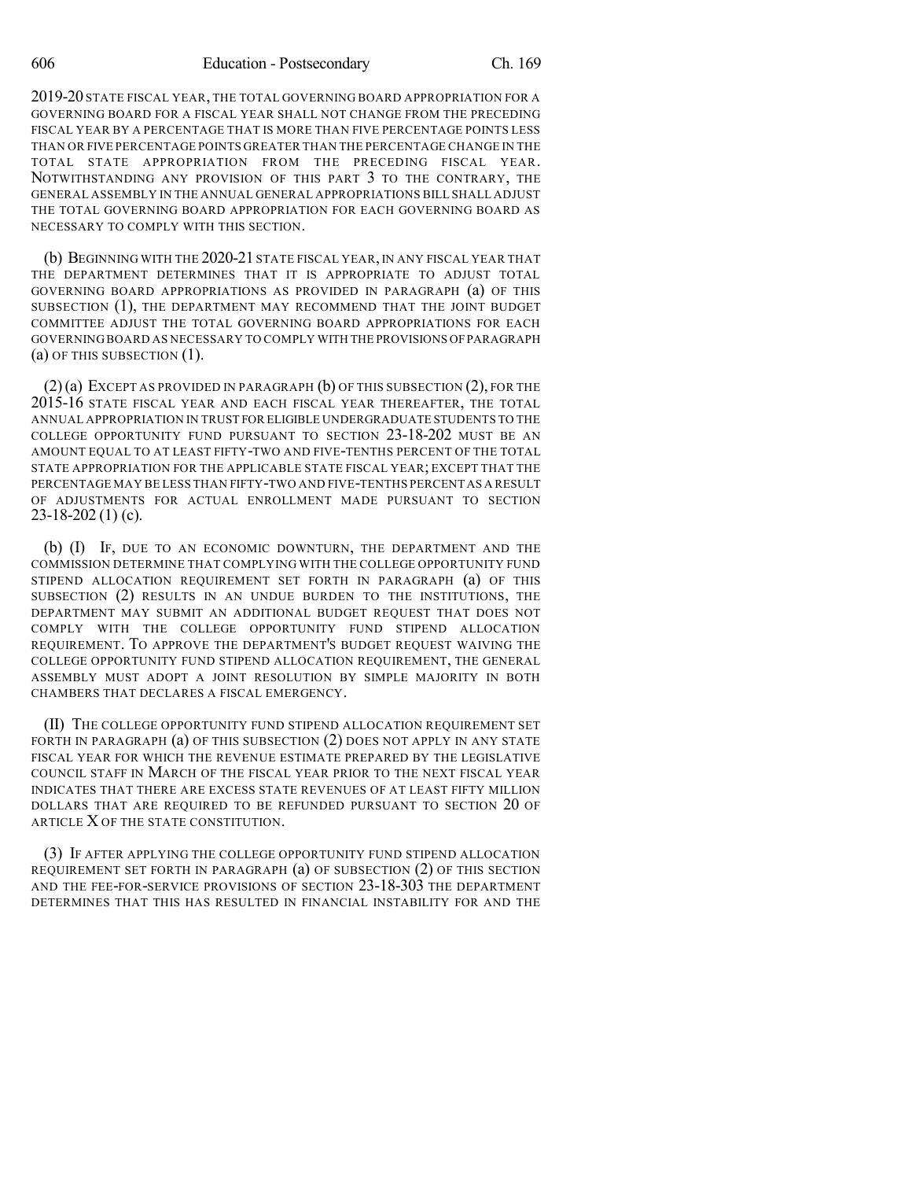2019-20 STATE FISCAL YEAR, THE TOTAL GOVERNING BOARD APPROPRIATION FOR A GOVERNING BOARD FOR A FISCAL YEAR SHALL NOT CHANGE FROM THE PRECEDING FISCAL YEAR BY A PERCENTAGE THAT IS MORE THAN FIVE PERCENTAGE POINTS LESS THAN OR FIVE PERCENTAGE POINTS GREATER THAN THE PERCENTAGE CHANGE IN THE TOTAL STATE APPROPRIATION FROM THE PRECEDING FISCAL YEAR. NOTWITHSTANDING ANY PROVISION OF THIS PART 3 TO THE CONTRARY, THE GENERAL ASSEMBLY IN THE ANNUAL GENERAL APPROPRIATIONS BILL SHALL ADJUST THE TOTAL GOVERNING BOARD APPROPRIATION FOR EACH GOVERNING BOARD AS NECESSARY TO COMPLY WITH THIS SECTION.

(b) BEGINNING WITH THE 2020-21 STATE FISCAL YEAR, IN ANY FISCAL YEAR THAT THE DEPARTMENT DETERMINES THAT IT IS APPROPRIATE TO ADJUST TOTAL GOVERNING BOARD APPROPRIATIONS AS PROVIDED IN PARAGRAPH (a) OF THIS SUBSECTION (1), THE DEPARTMENT MAY RECOMMEND THAT THE JOINT BUDGET COMMITTEE ADJUST THE TOTAL GOVERNING BOARD APPROPRIATIONS FOR EACH GOVERNING BOARD AS NECESSARY TO COMPLY WITH THE PROVISIONS OF PARAGRAPH (a) OF THIS SUBSECTION (1).

(2) (a) EXCEPT AS PROVIDED IN PARAGRAPH (b) OF THIS SUBSECTION (2), FOR THE 2015-16 STATE FISCAL YEAR AND EACH FISCAL YEAR THEREAFTER, THE TOTAL ANNUAL APPROPRIATION IN TRUST FOR ELIGIBLE UNDERGRADUATE STUDENTS TO THE COLLEGE OPPORTUNITY FUND PURSUANT TO SECTION 23-18-202 MUST BE AN AMOUNT EQUAL TO AT LEAST FIFTY-TWO AND FIVE-TENTHS PERCENT OF THE TOTAL STATE APPROPRIATION FOR THE APPLICABLE STATE FISCAL YEAR; EXCEPT THAT THE PERCENTAGE MAY BE LESS THAN FIFTY-TWO AND FIVE-TENTHS PERCENT AS A RESULT OF ADJUSTMENTS FOR ACTUAL ENROLLMENT MADE PURSUANT TO SECTION 23-18-202 (1) (c).

(b) (I) IF, DUE TO AN ECONOMIC DOWNTURN, THE DEPARTMENT AND THE COMMISSION DETERMINE THAT COMPLYING WITH THE COLLEGE OPPORTUNITY FUND STIPEND ALLOCATION REQUIREMENT SET FORTH IN PARAGRAPH (a) OF THIS SUBSECTION (2) RESULTS IN AN UNDUE BURDEN TO THE INSTITUTIONS, THE DEPARTMENT MAY SUBMIT AN ADDITIONAL BUDGET REQUEST THAT DOES NOT COMPLY WITH THE COLLEGE OPPORTUNITY FUND STIPEND ALLOCATION REQUIREMENT. TO APPROVE THE DEPARTMENT'S BUDGET REQUEST WAIVING THE COLLEGE OPPORTUNITY FUND STIPEND ALLOCATION REQUIREMENT, THE GENERAL ASSEMBLY MUST ADOPT A JOINT RESOLUTION BY SIMPLE MAJORITY IN BOTH CHAMBERS THAT DECLARES A FISCAL EMERGENCY.

(II) THE COLLEGE OPPORTUNITY FUND STIPEND ALLOCATION REQUIREMENT SET FORTH IN PARAGRAPH (a) OF THIS SUBSECTION (2) DOES NOT APPLY IN ANY STATE FISCAL YEAR FOR WHICH THE REVENUE ESTIMATE PREPARED BY THE LEGISLATIVE COUNCIL STAFF IN MARCH OF THE FISCAL YEAR PRIOR TO THE NEXT FISCAL YEAR INDICATES THAT THERE ARE EXCESS STATE REVENUES OF AT LEAST FIFTY MILLION DOLLARS THAT ARE REQUIRED TO BE REFUNDED PURSUANT TO SECTION 20 OF ARTICLE X OF THE STATE CONSTITUTION.

(3) IF AFTER APPLYING THE COLLEGE OPPORTUNITY FUND STIPEND ALLOCATION REQUIREMENT SET FORTH IN PARAGRAPH (a) OF SUBSECTION (2) OF THIS SECTION AND THE FEE-FOR-SERVICE PROVISIONS OF SECTION 23-18-303 THE DEPARTMENT DETERMINES THAT THIS HAS RESULTED IN FINANCIAL INSTABILITY FOR AND THE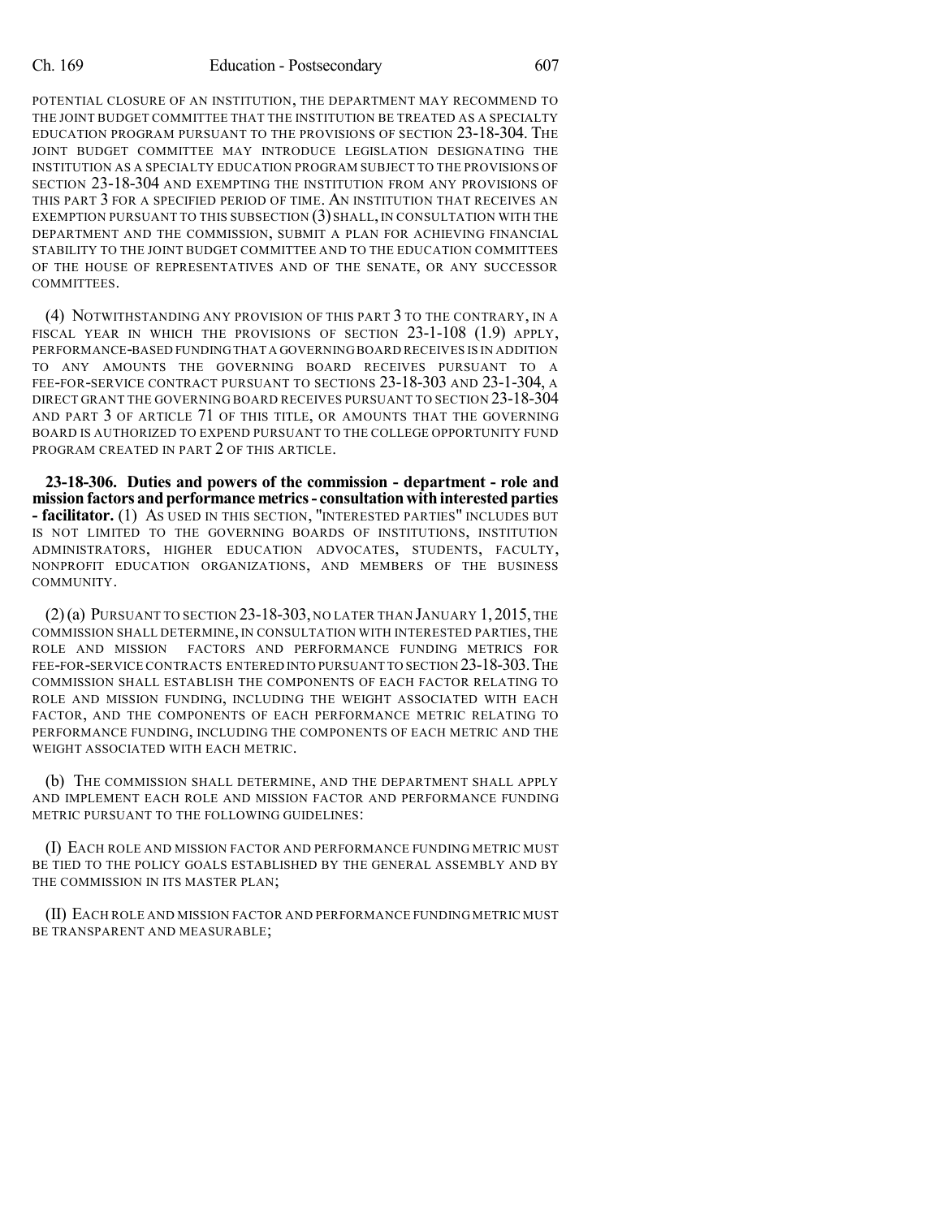POTENTIAL CLOSURE OF AN INSTITUTION, THE DEPARTMENT MAY RECOMMEND TO THE JOINT BUDGET COMMITTEE THAT THE INSTITUTION BE TREATED AS A SPECIALTY EDUCATION PROGRAM PURSUANT TO THE PROVISIONS OF SECTION 23-18-304. THE JOINT BUDGET COMMITTEE MAY INTRODUCE LEGISLATION DESIGNATING THE INSTITUTION AS A SPECIALTY EDUCATION PROGRAM SUBJECT TO THE PROVISIONS OF SECTION 23-18-304 AND EXEMPTING THE INSTITUTION FROM ANY PROVISIONS OF THIS PART 3 FOR A SPECIFIED PERIOD OF TIME. AN INSTITUTION THAT RECEIVES AN EXEMPTION PURSUANT TO THIS SUBSECTION (3) SHALL, IN CONSULTATION WITH THE DEPARTMENT AND THE COMMISSION, SUBMIT A PLAN FOR ACHIEVING FINANCIAL STABILITY TO THE JOINT BUDGET COMMITTEE AND TO THE EDUCATION COMMITTEES OF THE HOUSE OF REPRESENTATIVES AND OF THE SENATE, OR ANY SUCCESSOR COMMITTEES.

(4) NOTWITHSTANDING ANY PROVISION OF THIS PART 3 TO THE CONTRARY, IN A FISCAL YEAR IN WHICH THE PROVISIONS OF SECTION 23-1-108 (1.9) APPLY, PERFORMANCE-BASED FUNDING THAT A GOVERNING BOARD RECEIVES IS IN ADDITION TO ANY AMOUNTS THE GOVERNING BOARD RECEIVES PURSUANT TO A FEE-FOR-SERVICE CONTRACT PURSUANT TO SECTIONS 23-18-303 AND 23-1-304, A DIRECT GRANT THE GOVERNING BOARD RECEIVES PURSUANT TO SECTION 23-18-304 AND PART 3 OF ARTICLE 71 OF THIS TITLE, OR AMOUNTS THAT THE GOVERNING BOARD IS AUTHORIZED TO EXPEND PURSUANT TO THE COLLEGE OPPORTUNITY FUND PROGRAM CREATED IN PART 2 OF THIS ARTICLE.

**23-18-306. Duties and powers of the commission - department - role and mission factors and performance metrics - consultation with interested parties - facilitator.** (1) AS USED IN THIS SECTION, "INTERESTED PARTIES" INCLUDES BUT IS NOT LIMITED TO THE GOVERNING BOARDS OF INSTITUTIONS, INSTITUTION ADMINISTRATORS, HIGHER EDUCATION ADVOCATES, STUDENTS, FACULTY, NONPROFIT EDUCATION ORGANIZATIONS, AND MEMBERS OF THE BUSINESS COMMUNITY.

(2) (a) PURSUANT TO SECTION 23-18-303, NO LATER THAN JANUARY 1, 2015, THE COMMISSION SHALL DETERMINE, IN CONSULTATION WITH INTERESTED PARTIES, THE ROLE AND MISSION FACTORS AND PERFORMANCE FUNDING METRICS FOR FEE-FOR-SERVICE CONTRACTS ENTERED INTO PURSUANT TO SECTION 23-18-303. THE COMMISSION SHALL ESTABLISH THE COMPONENTS OF EACH FACTOR RELATING TO ROLE AND MISSION FUNDING, INCLUDING THE WEIGHT ASSOCIATED WITH EACH FACTOR, AND THE COMPONENTS OF EACH PERFORMANCE METRIC RELATING TO PERFORMANCE FUNDING, INCLUDING THE COMPONENTS OF EACH METRIC AND THE WEIGHT ASSOCIATED WITH EACH METRIC.

(b) THE COMMISSION SHALL DETERMINE, AND THE DEPARTMENT SHALL APPLY AND IMPLEMENT EACH ROLE AND MISSION FACTOR AND PERFORMANCE FUNDING METRIC PURSUANT TO THE FOLLOWING GUIDELINES:

(I) EACH ROLE AND MISSION FACTOR AND PERFORMANCE FUNDING METRIC MUST BE TIED TO THE POLICY GOALS ESTABLISHED BY THE GENERAL ASSEMBLY AND BY THE COMMISSION IN ITS MASTER PLAN;

(II) EACH ROLE AND MISSION FACTOR AND PERFORMANCE FUNDING METRIC MUST BE TRANSPARENT AND MEASURABLE;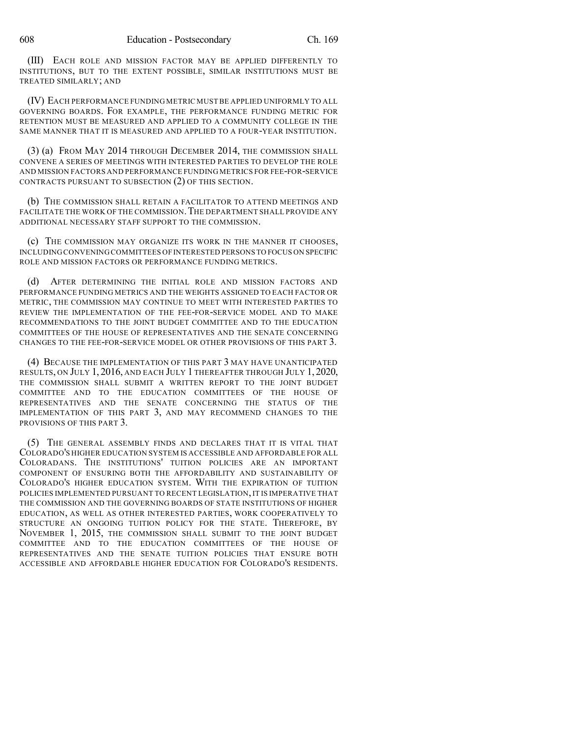(III) EACH ROLE AND MISSION FACTOR MAY BE APPLIED DIFFERENTLY TO INSTITUTIONS, BUT TO THE EXTENT POSSIBLE, SIMILAR INSTITUTIONS MUST BE TREATED SIMILARLY; AND

(IV) EACH PERFORMANCE FUNDING METRIC MUST BE APPLIED UNIFORMLY TO ALL GOVERNING BOARDS. FOR EXAMPLE, THE PERFORMANCE FUNDING METRIC FOR RETENTION MUST BE MEASURED AND APPLIED TO A COMMUNITY COLLEGE IN THE SAME MANNER THAT IT IS MEASURED AND APPLIED TO A FOUR-YEAR INSTITUTION.

(3) (a) FROM MAY 2014 THROUGH DECEMBER 2014, THE COMMISSION SHALL CONVENE A SERIES OF MEETINGS WITH INTERESTED PARTIES TO DEVELOP THE ROLE AND MISSION FACTORS AND PERFORMANCE FUNDING METRICS FOR FEE-FOR-SERVICE CONTRACTS PURSUANT TO SUBSECTION (2) OF THIS SECTION.

(b) THE COMMISSION SHALL RETAIN A FACILITATOR TO ATTEND MEETINGS AND FACILITATE THE WORK OF THE COMMISSION. THE DEPARTMENT SHALL PROVIDE ANY ADDITIONAL NECESSARY STAFF SUPPORT TO THE COMMISSION.

(c) THE COMMISSION MAY ORGANIZE ITS WORK IN THE MANNER IT CHOOSES, INCLUDING CONVENING COMMITTEES OF INTERESTED PERSONS TO FOCUS ON SPECIFIC ROLE AND MISSION FACTORS OR PERFORMANCE FUNDING METRICS.

(d) AFTER DETERMINING THE INITIAL ROLE AND MISSION FACTORS AND PERFORMANCE FUNDING METRICS AND THE WEIGHTS ASSIGNED TO EACH FACTOR OR METRIC, THE COMMISSION MAY CONTINUE TO MEET WITH INTERESTED PARTIES TO REVIEW THE IMPLEMENTATION OF THE FEE-FOR-SERVICE MODEL AND TO MAKE RECOMMENDATIONS TO THE JOINT BUDGET COMMITTEE AND TO THE EDUCATION COMMITTEES OF THE HOUSE OF REPRESENTATIVES AND THE SENATE CONCERNING CHANGES TO THE FEE-FOR-SERVICE MODEL OR OTHER PROVISIONS OF THIS PART 3.

(4) BECAUSE THE IMPLEMENTATION OF THIS PART 3 MAY HAVE UNANTICIPATED RESULTS, ON JULY 1, 2016, AND EACH JULY 1 THEREAFTER THROUGH JULY 1, 2020, THE COMMISSION SHALL SUBMIT A WRITTEN REPORT TO THE JOINT BUDGET COMMITTEE AND TO THE EDUCATION COMMITTEES OF THE HOUSE OF REPRESENTATIVES AND THE SENATE CONCERNING THE STATUS OF THE IMPLEMENTATION OF THIS PART 3, AND MAY RECOMMEND CHANGES TO THE PROVISIONS OF THIS PART 3.

(5) THE GENERAL ASSEMBLY FINDS AND DECLARES THAT IT IS VITAL THAT COLORADO'S HIGHER EDUCATION SYSTEM IS ACCESSIBLE AND AFFORDABLE FOR ALL COLORADANS. THE INSTITUTIONS' TUITION POLICIES ARE AN IMPORTANT COMPONENT OF ENSURING BOTH THE AFFORDABILITY AND SUSTAINABILITY OF COLORADO'S HIGHER EDUCATION SYSTEM. WITH THE EXPIRATION OF TUITION POLICIES IMPLEMENTED PURSUANT TO RECENT LEGISLATION, IT IS IMPERATIVE THAT THE COMMISSION AND THE GOVERNING BOARDS OF STATE INSTITUTIONS OF HIGHER EDUCATION, AS WELL AS OTHER INTERESTED PARTIES, WORK COOPERATIVELY TO STRUCTURE AN ONGOING TUITION POLICY FOR THE STATE. THEREFORE, BY NOVEMBER 1, 2015, THE COMMISSION SHALL SUBMIT TO THE JOINT BUDGET COMMITTEE AND TO THE EDUCATION COMMITTEES OF THE HOUSE OF REPRESENTATIVES AND THE SENATE TUITION POLICIES THAT ENSURE BOTH ACCESSIBLE AND AFFORDABLE HIGHER EDUCATION FOR COLORADO'S RESIDENTS.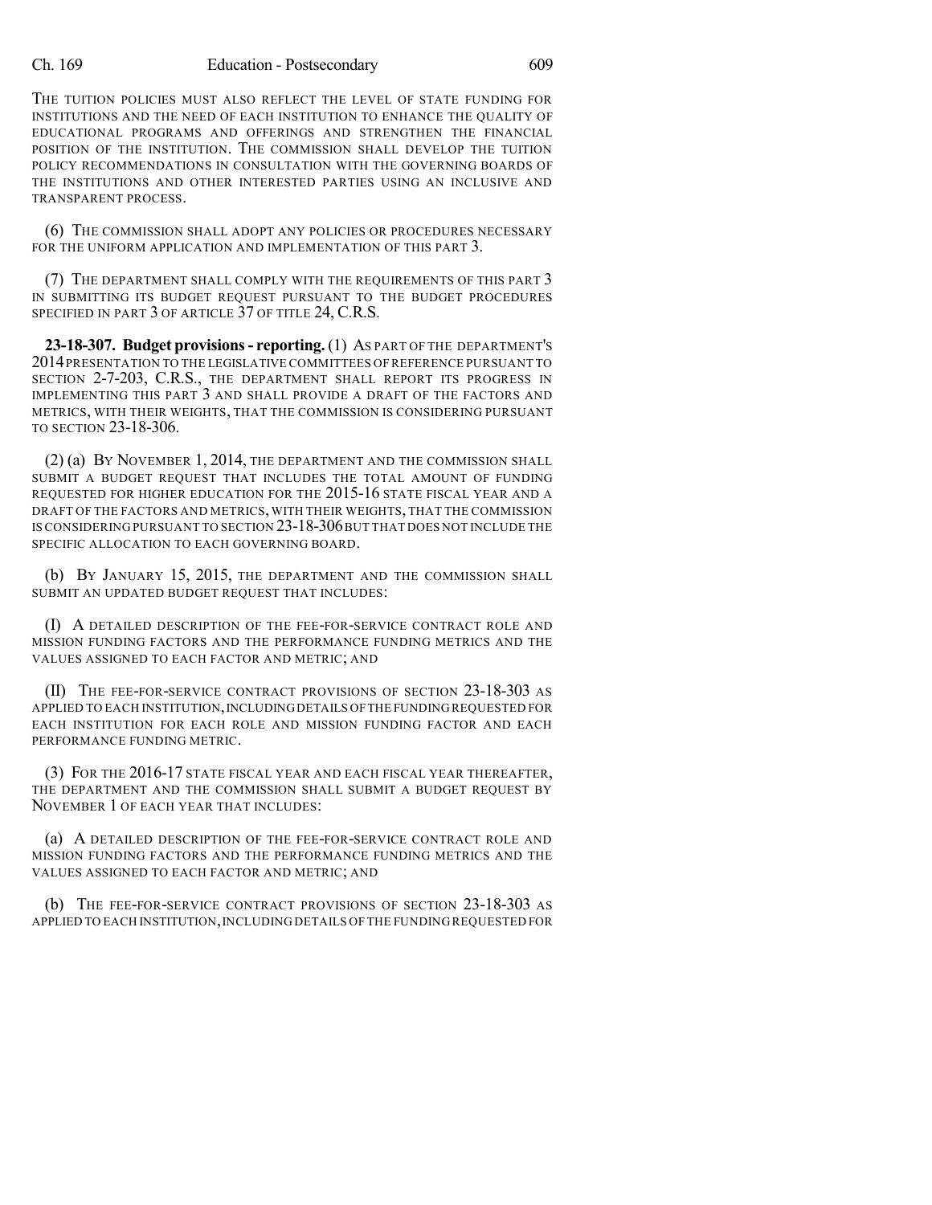THE TUITION POLICIES MUST ALSO REFLECT THE LEVEL OF STATE FUNDING FOR INSTITUTIONS AND THE NEED OF EACH INSTITUTION TO ENHANCE THE QUALITY OF EDUCATIONAL PROGRAMS AND OFFERINGS AND STRENGTHEN THE FINANCIAL POSITION OF THE INSTITUTION. THE COMMISSION SHALL DEVELOP THE TUITION POLICY RECOMMENDATIONS IN CONSULTATION WITH THE GOVERNING BOARDS OF THE INSTITUTIONS AND OTHER INTERESTED PARTIES USING AN INCLUSIVE AND TRANSPARENT PROCESS.

(6) THE COMMISSION SHALL ADOPT ANY POLICIES OR PROCEDURES NECESSARY FOR THE UNIFORM APPLICATION AND IMPLEMENTATION OF THIS PART 3.

(7) THE DEPARTMENT SHALL COMPLY WITH THE REQUIREMENTS OF THIS PART 3 IN SUBMITTING ITS BUDGET REQUEST PURSUANT TO THE BUDGET PROCEDURES SPECIFIED IN PART 3 OF ARTICLE 37 OF TITLE 24, C.R.S.

**23-18-307. Budget provisions - reporting.** (1) AS PART OF THE DEPARTMENT'S 2014 PRESENTATION TO THE LEGISLATIVE COMMITTEES OF REFERENCE PURSUANT TO SECTION 2-7-203, C.R.S., THE DEPARTMENT SHALL REPORT ITS PROGRESS IN IMPLEMENTING THIS PART 3 AND SHALL PROVIDE A DRAFT OF THE FACTORS AND METRICS, WITH THEIR WEIGHTS, THAT THE COMMISSION IS CONSIDERING PURSUANT TO SECTION 23-18-306.

(2) (a) BY NOVEMBER 1, 2014, THE DEPARTMENT AND THE COMMISSION SHALL SUBMIT A BUDGET REQUEST THAT INCLUDES THE TOTAL AMOUNT OF FUNDING REQUESTED FOR HIGHER EDUCATION FOR THE 2015-16 STATE FISCAL YEAR AND A DRAFT OF THE FACTORS AND METRICS, WITH THEIR WEIGHTS, THAT THE COMMISSION IS CONSIDERING PURSUANT TO SECTION 23-18-306 BUT THAT DOES NOT INCLUDE THE SPECIFIC ALLOCATION TO EACH GOVERNING BOARD.

(b) BY JANUARY 15, 2015, THE DEPARTMENT AND THE COMMISSION SHALL SUBMIT AN UPDATED BUDGET REQUEST THAT INCLUDES:

(I) A DETAILED DESCRIPTION OF THE FEE-FOR-SERVICE CONTRACT ROLE AND MISSION FUNDING FACTORS AND THE PERFORMANCE FUNDING METRICS AND THE VALUES ASSIGNED TO EACH FACTOR AND METRIC; AND

(II) THE FEE-FOR-SERVICE CONTRACT PROVISIONS OF SECTION 23-18-303 AS APPLIED TO EACH INSTITUTION, INCLUDING DETAILS OF THE FUNDING REQUESTED FOR EACH INSTITUTION FOR EACH ROLE AND MISSION FUNDING FACTOR AND EACH PERFORMANCE FUNDING METRIC.

(3) FOR THE 2016-17 STATE FISCAL YEAR AND EACH FISCAL YEAR THEREAFTER, THE DEPARTMENT AND THE COMMISSION SHALL SUBMIT A BUDGET REQUEST BY NOVEMBER 1 OF EACH YEAR THAT INCLUDES:

(a) A DETAILED DESCRIPTION OF THE FEE-FOR-SERVICE CONTRACT ROLE AND MISSION FUNDING FACTORS AND THE PERFORMANCE FUNDING METRICS AND THE VALUES ASSIGNED TO EACH FACTOR AND METRIC; AND

(b) THE FEE-FOR-SERVICE CONTRACT PROVISIONS OF SECTION 23-18-303 AS APPLIED TO EACH INSTITUTION, INCLUDING DETAILS OF THE FUNDING REQUESTED FOR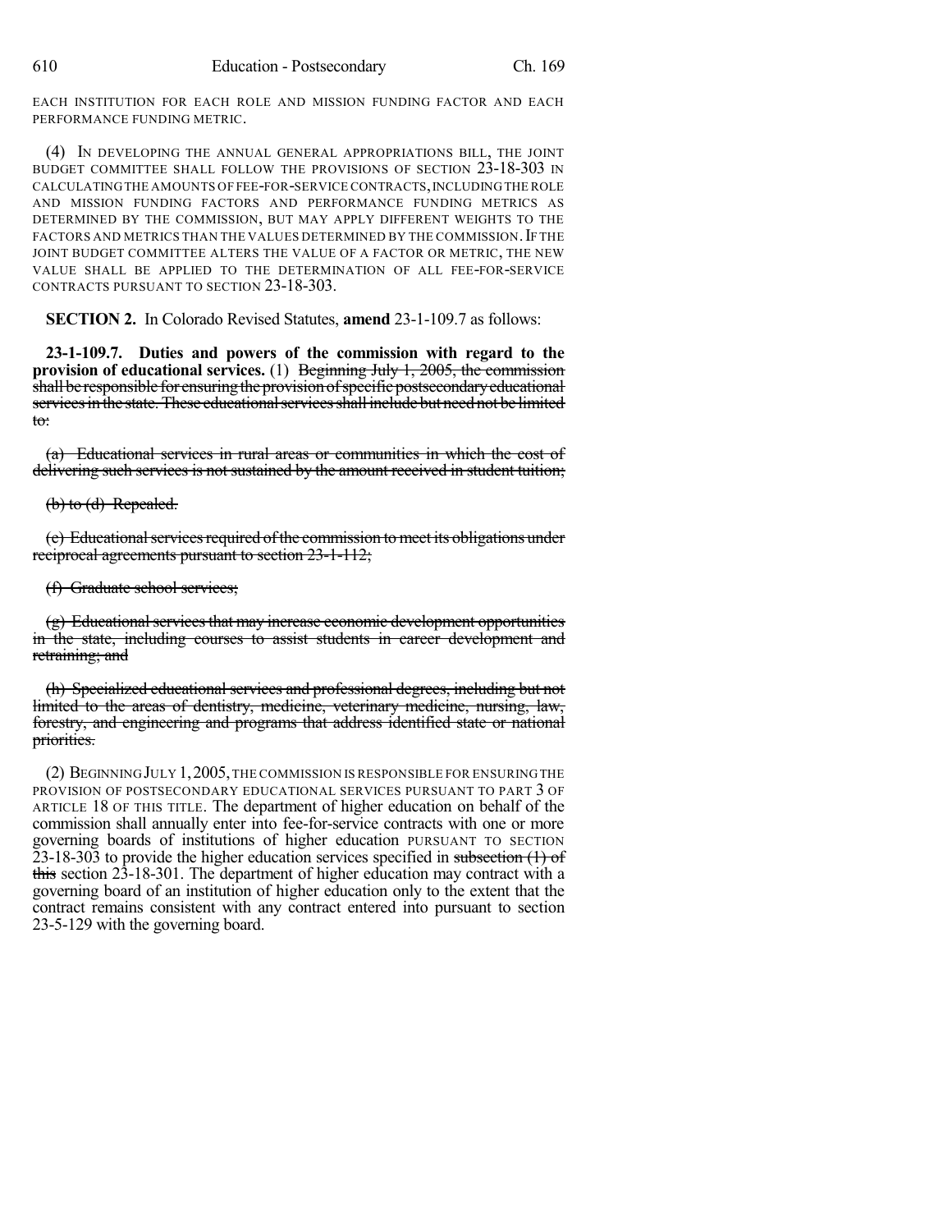EACH INSTITUTION FOR EACH ROLE AND MISSION FUNDING FACTOR AND EACH PERFORMANCE FUNDING METRIC.

(4) IN DEVELOPING THE ANNUAL GENERAL APPROPRIATIONS BILL, THE JOINT BUDGET COMMITTEE SHALL FOLLOW THE PROVISIONS OF SECTION 23-18-303 IN CALCULATING THE AMOUNTS OF FEE-FOR-SERVICE CONTRACTS, INCLUDING THE ROLE AND MISSION FUNDING FACTORS AND PERFORMANCE FUNDING METRICS AS DETERMINED BY THE COMMISSION, BUT MAY APPLY DIFFERENT WEIGHTS TO THE FACTORS AND METRICS THAN THE VALUES DETERMINED BY THE COMMISSION. IF THE JOINT BUDGET COMMITTEE ALTERS THE VALUE OF A FACTOR OR METRIC, THE NEW VALUE SHALL BE APPLIED TO THE DETERMINATION OF ALL FEE-FOR-SERVICE CONTRACTS PURSUANT TO SECTION 23-18-303.

**SECTION 2.** In Colorado Revised Statutes, **amend** 23-1-109.7 as follows:

**23-1-109.7. Duties and powers of the commission with regard to the provision of educational services.** (1) ~~Beginning July 1, 2005, the commission shall be responsible for ensuring the provision of specific postsecondary educational services in the state. These educational services shall include but need not be limited to:~~

~~(a) Educational services in rural areas or communities in which the cost of delivering such services is not sustained by the amount received in student tuition;~~

~~(b) to (d) Repealed.~~

~~(e) Educational services required of the commission to meet its obligations under reciprocal agreements pursuant to section 23-1-112;~~

~~(f) Graduate school services;~~

~~(g) Educational services that may increase economic development opportunities in the state, including courses to assist students in career development and retraining; and~~

~~(h) Specialized educational services and professional degrees, including but not limited to the areas of dentistry, medicine, veterinary medicine, nursing, law, forestry, and engineering and programs that address identified state or national priorities.~~

(2) BEGINNING JULY 1, 2005, THE COMMISSION IS RESPONSIBLE FOR ENSURING THE PROVISION OF POSTSECONDARY EDUCATIONAL SERVICES PURSUANT TO PART 3 OF ARTICLE 18 OF THIS TITLE. The department of higher education on behalf of the commission shall annually enter into fee-for-service contracts with one or more governing boards of institutions of higher education PURSUANT TO SECTION 23-18-303 to provide the higher education services specified in ~~subsection (1) of this~~ section 23-18-301. The department of higher education may contract with a governing board of an institution of higher education only to the extent that the contract remains consistent with any contract entered into pursuant to section 23-5-129 with the governing board.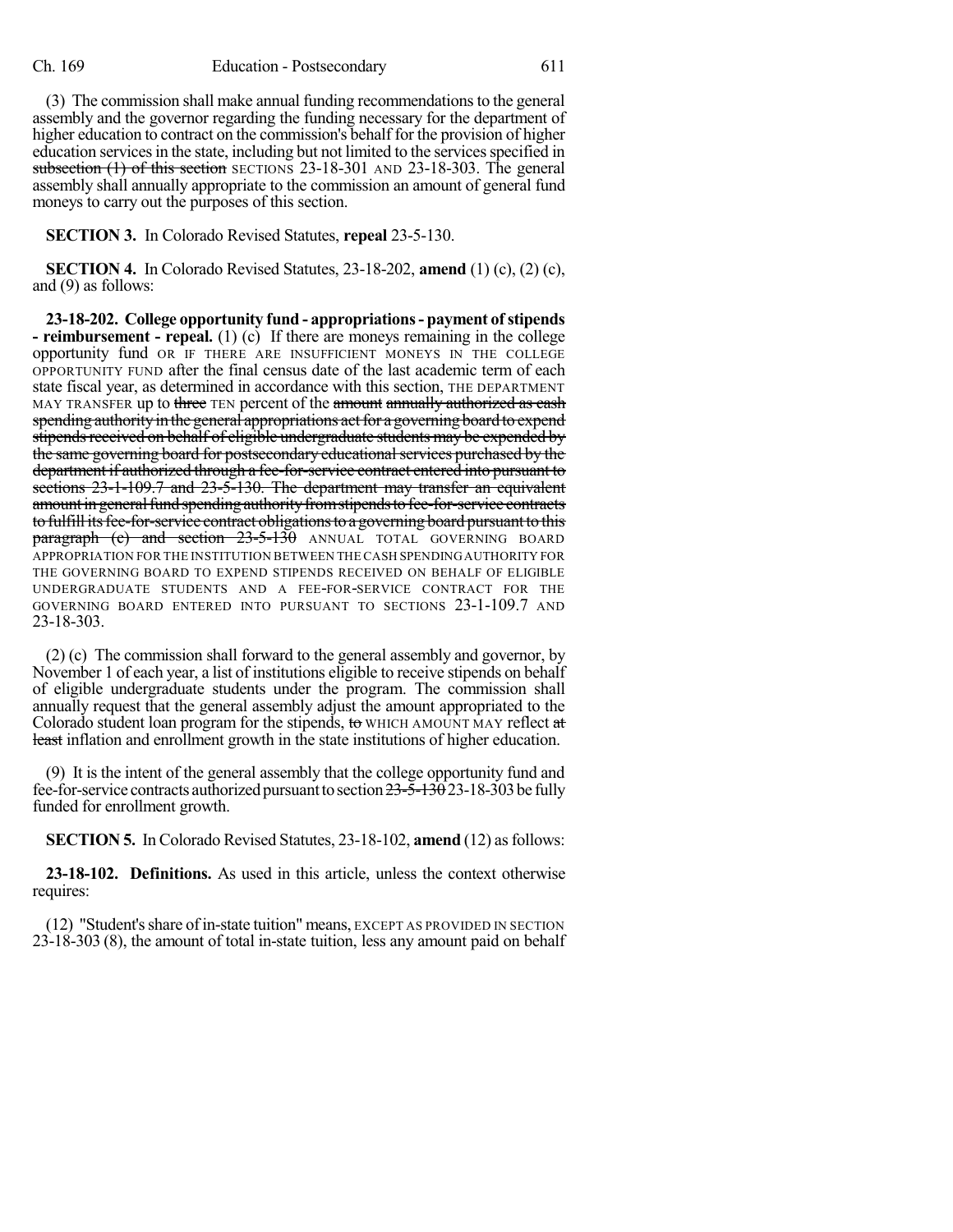(3) The commission shall make annual funding recommendations to the general assembly and the governor regarding the funding necessary for the department of higher education to contract on the commission's behalf for the provision of higher education services in the state, including but not limited to the services specified in ~~subsection (1) of this section~~ SECTIONS 23-18-301 AND 23-18-303. The general assembly shall annually appropriate to the commission an amount of general fund moneys to carry out the purposes of this section.

**SECTION 3.** In Colorado Revised Statutes, **repeal** 23-5-130.

**SECTION 4.** In Colorado Revised Statutes, 23-18-202, **amend** (1) (c), (2) (c), and (9) as follows:

**23-18-202. College opportunity fund - appropriations - payment of stipends - reimbursement - repeal.** (1) (c) If there are moneys remaining in the college opportunity fund OR IF THERE ARE INSUFFICIENT MONEYS IN THE COLLEGE OPPORTUNITY FUND after the final census date of the last academic term of each state fiscal year, as determined in accordance with this section, THE DEPARTMENT MAY TRANSFER up to ~~three~~ TEN percent of the ~~amount annually authorized as cash spending authority in the general appropriations act for a governing board to expend stipends received on behalf of eligible undergraduate students may be expended by the same governing board for postsecondary educational services purchased by the department if authorized through a fee-for-service contract entered into pursuant to sections 23-1-109.7 and 23-5-130. The department may transfer an equivalent amount in general fund spending authority from stipends to fee-for-service contracts to fulfill its fee-for-service contract obligations to a governing board pursuant to this paragraph (c) and section 23-5-130~~ ANNUAL TOTAL GOVERNING BOARD APPROPRIATION FOR THE INSTITUTION BETWEEN THE CASH SPENDING AUTHORITY FOR THE GOVERNING BOARD TO EXPEND STIPENDS RECEIVED ON BEHALF OF ELIGIBLE UNDERGRADUATE STUDENTS AND A FEE-FOR-SERVICE CONTRACT FOR THE GOVERNING BOARD ENTERED INTO PURSUANT TO SECTIONS 23-1-109.7 AND 23-18-303.

(2) (c) The commission shall forward to the general assembly and governor, by November 1 of each year, a list of institutions eligible to receive stipends on behalf of eligible undergraduate students under the program. The commission shall annually request that the general assembly adjust the amount appropriated to the Colorado student loan program for the stipends, ~~to~~ WHICH AMOUNT MAY reflect ~~at least~~ inflation and enrollment growth in the state institutions of higher education.

(9) It is the intent of the general assembly that the college opportunity fund and fee-for-service contracts authorized pursuant to section ~~23-5-130~~ 23-18-303 be fully funded for enrollment growth.

**SECTION 5.** In Colorado Revised Statutes, 23-18-102, **amend** (12) as follows:

**23-18-102. Definitions.** As used in this article, unless the context otherwise requires:

(12) "Student's share of in-state tuition" means, EXCEPT AS PROVIDED IN SECTION 23-18-303 (8), the amount of total in-state tuition, less any amount paid on behalf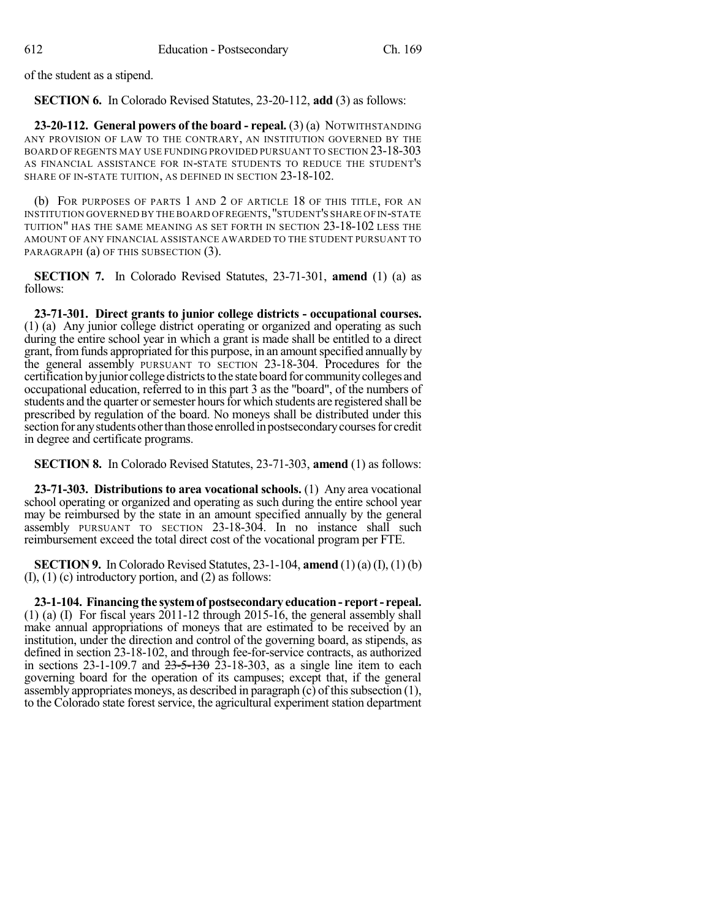of the student as a stipend.

**SECTION 6.** In Colorado Revised Statutes, 23-20-112, **add** (3) as follows:

**23-20-112. General powers of the board - repeal.** (3) (a) NOTWITHSTANDING ANY PROVISION OF LAW TO THE CONTRARY, AN INSTITUTION GOVERNED BY THE BOARD OF REGENTS MAY USE FUNDING PROVIDED PURSUANT TO SECTION 23-18-303 AS FINANCIAL ASSISTANCE FOR IN-STATE STUDENTS TO REDUCE THE STUDENT'S SHARE OF IN-STATE TUITION, AS DEFINED IN SECTION 23-18-102.

(b) FOR PURPOSES OF PARTS 1 AND 2 OF ARTICLE 18 OF THIS TITLE, FOR AN INSTITUTION GOVERNED BY THE BOARD OF REGENTS, "STUDENT'S SHARE OF IN-STATE TUITION" HAS THE SAME MEANING AS SET FORTH IN SECTION 23-18-102 LESS THE AMOUNT OF ANY FINANCIAL ASSISTANCE AWARDED TO THE STUDENT PURSUANT TO PARAGRAPH (a) OF THIS SUBSECTION (3).

**SECTION 7.** In Colorado Revised Statutes, 23-71-301, **amend** (1) (a) as follows:

**23-71-301. Direct grants to junior college districts - occupational courses.** (1) (a) Any junior college district operating or organized and operating as such during the entire school year in which a grant is made shall be entitled to a direct grant, from funds appropriated for this purpose, in an amount specified annually by the general assembly PURSUANT TO SECTION 23-18-304. Procedures for the certification by junior college districts to the state board for community colleges and occupational education, referred to in this part 3 as the "board", of the numbers of students and the quarter or semester hours for which students are registered shall be prescribed by regulation of the board. No moneys shall be distributed under this section for any students other than those enrolled in postsecondary courses for credit in degree and certificate programs.

**SECTION 8.** In Colorado Revised Statutes, 23-71-303, **amend** (1) as follows:

**23-71-303. Distributions to area vocational schools.** (1) Any area vocational school operating or organized and operating as such during the entire school year may be reimbursed by the state in an amount specified annually by the general assembly PURSUANT TO SECTION 23-18-304. In no instance shall such reimbursement exceed the total direct cost of the vocational program per FTE.

**SECTION 9.** In Colorado Revised Statutes, 23-1-104, **amend** (1) (a) (I), (1) (b) (I), (1) (c) introductory portion, and (2) as follows:

**23-1-104. Financing the system of postsecondary education - report - repeal.** (1) (a) (I) For fiscal years 2011-12 through 2015-16, the general assembly shall make annual appropriations of moneys that are estimated to be received by an institution, under the direction and control of the governing board, as stipends, as defined in section 23-18-102, and through fee-for-service contracts, as authorized in sections 23-1-109.7 and ~~23-5-130~~ 23-18-303, as a single line item to each governing board for the operation of its campuses; except that, if the general assembly appropriates moneys, as described in paragraph (c) of this subsection (1), to the Colorado state forest service, the agricultural experiment station department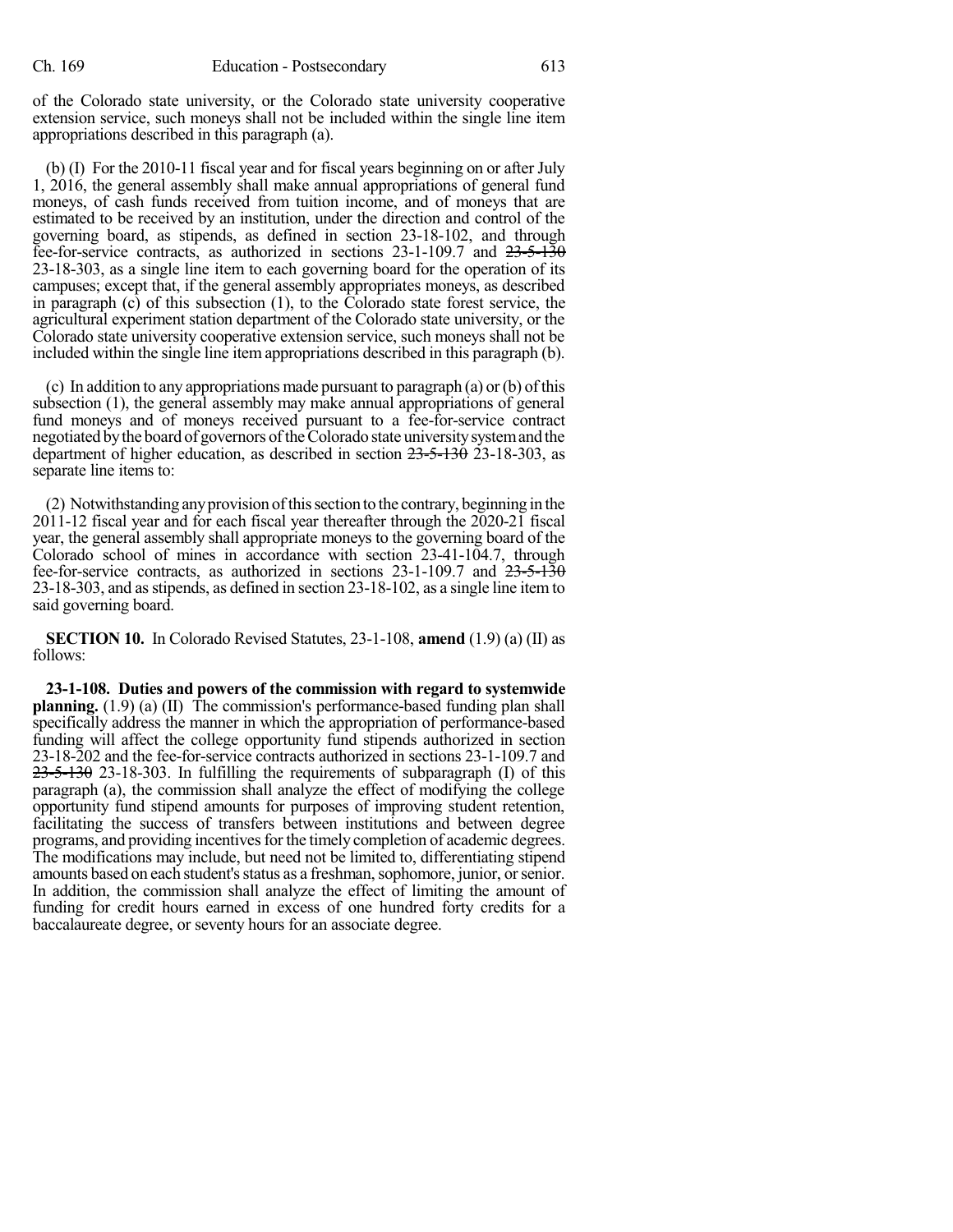of the Colorado state university, or the Colorado state university cooperative extension service, such moneys shall not be included within the single line item appropriations described in this paragraph (a).

(b) (I) For the 2010-11 fiscal year and for fiscal years beginning on or after July 1, 2016, the general assembly shall make annual appropriations of general fund moneys, of cash funds received from tuition income, and of moneys that are estimated to be received by an institution, under the direction and control of the governing board, as stipends, as defined in section 23-18-102, and through fee-for-service contracts, as authorized in sections 23-1-109.7 and ~~23-5-130~~ 23-18-303, as a single line item to each governing board for the operation of its campuses; except that, if the general assembly appropriates moneys, as described in paragraph (c) of this subsection (1), to the Colorado state forest service, the agricultural experiment station department of the Colorado state university, or the Colorado state university cooperative extension service, such moneys shall not be included within the single line item appropriations described in this paragraph (b).

(c) In addition to any appropriations made pursuant to paragraph (a) or (b) of this subsection (1), the general assembly may make annual appropriations of general fund moneys and of moneys received pursuant to a fee-for-service contract negotiated by the board of governors of the Colorado state university system and the department of higher education, as described in section ~~23-5-130~~ 23-18-303, as separate line items to:

(2) Notwithstanding any provision of this section to the contrary, beginning in the 2011-12 fiscal year and for each fiscal year thereafter through the 2020-21 fiscal year, the general assembly shall appropriate moneys to the governing board of the Colorado school of mines in accordance with section 23-41-104.7, through fee-for-service contracts, as authorized in sections 23-1-109.7 and ~~23-5-130~~ 23-18-303, and as stipends, as defined in section 23-18-102, as a single line item to said governing board.

**SECTION 10.** In Colorado Revised Statutes, 23-1-108, **amend** (1.9) (a) (II) as follows:

**23-1-108. Duties and powers of the commission with regard to systemwide planning.** (1.9) (a) (II) The commission's performance-based funding plan shall specifically address the manner in which the appropriation of performance-based funding will affect the college opportunity fund stipends authorized in section 23-18-202 and the fee-for-service contracts authorized in sections 23-1-109.7 and ~~23-5-130~~ 23-18-303. In fulfilling the requirements of subparagraph (I) of this paragraph (a), the commission shall analyze the effect of modifying the college opportunity fund stipend amounts for purposes of improving student retention, facilitating the success of transfers between institutions and between degree programs, and providing incentives for the timely completion of academic degrees. The modifications may include, but need not be limited to, differentiating stipend amounts based on each student's status as a freshman, sophomore, junior, or senior. In addition, the commission shall analyze the effect of limiting the amount of funding for credit hours earned in excess of one hundred forty credits for a baccalaureate degree, or seventy hours for an associate degree.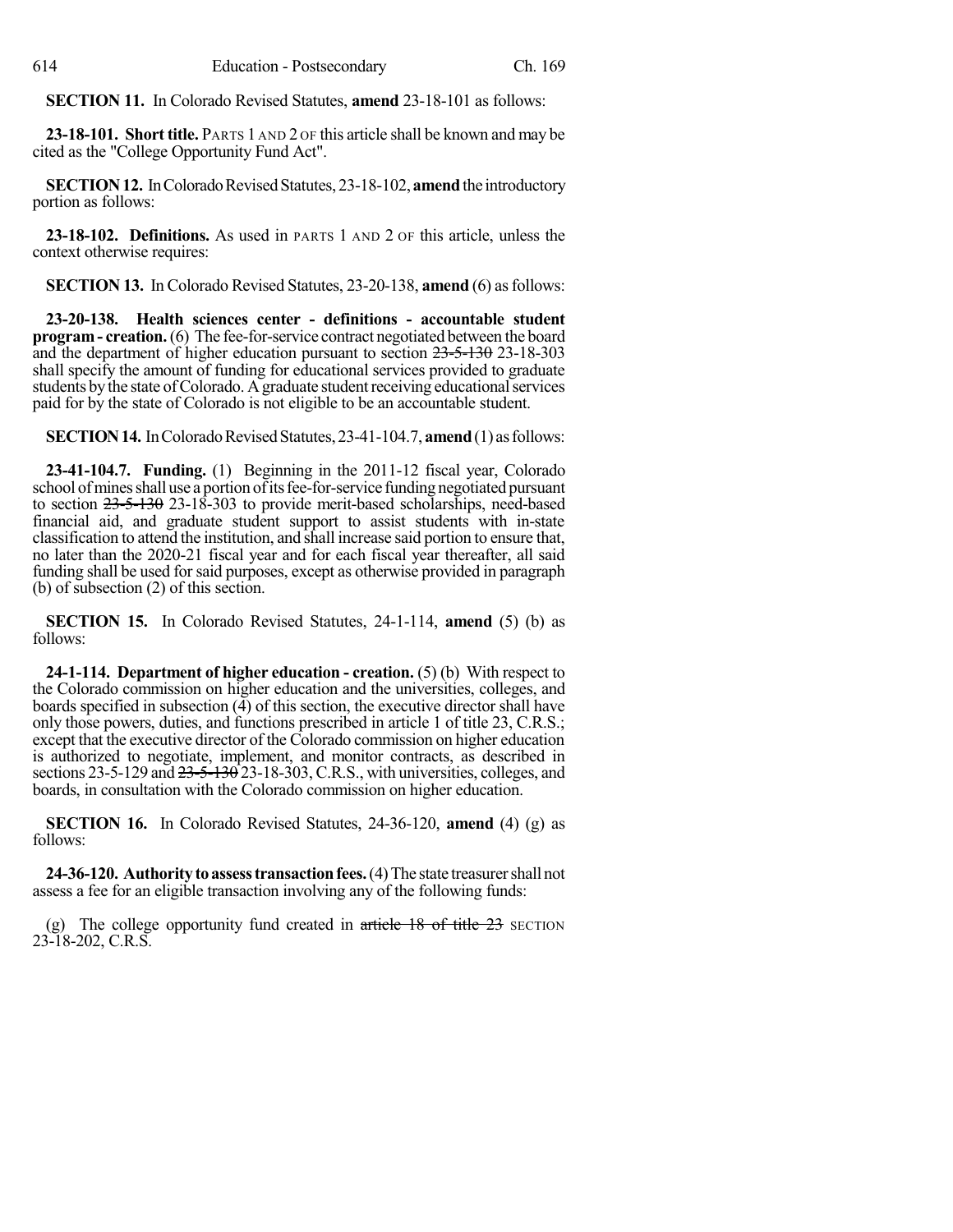**SECTION 11.** In Colorado Revised Statutes, **amend** 23-18-101 as follows:

**23-18-101. Short title.** PARTS 1 AND 2 OF this article shall be known and may be cited as the "College Opportunity Fund Act".

**SECTION 12.** In Colorado Revised Statutes, 23-18-102, **amend** the introductory portion as follows:

**23-18-102. Definitions.** As used in PARTS 1 AND 2 OF this article, unless the context otherwise requires:

**SECTION 13.** In Colorado Revised Statutes, 23-20-138, **amend** (6) as follows:

**23-20-138. Health sciences center - definitions - accountable student program - creation.** (6) The fee-for-service contract negotiated between the board and the department of higher education pursuant to section ~~23-5-130~~ 23-18-303 shall specify the amount of funding for educational services provided to graduate students by the state of Colorado. A graduate student receiving educational services paid for by the state of Colorado is not eligible to be an accountable student.

**SECTION 14.** In Colorado Revised Statutes, 23-41-104.7, **amend** (1) as follows:

**23-41-104.7. Funding.** (1) Beginning in the 2011-12 fiscal year, Colorado school of mines shall use a portion of its fee-for-service funding negotiated pursuant to section ~~23-5-130~~ 23-18-303 to provide merit-based scholarships, need-based financial aid, and graduate student support to assist students with in-state classification to attend the institution, and shall increase said portion to ensure that, no later than the 2020-21 fiscal year and for each fiscal year thereafter, all said funding shall be used for said purposes, except as otherwise provided in paragraph (b) of subsection (2) of this section.

**SECTION 15.** In Colorado Revised Statutes, 24-1-114, **amend** (5) (b) as follows:

**24-1-114. Department of higher education - creation.** (5) (b) With respect to the Colorado commission on higher education and the universities, colleges, and boards specified in subsection (4) of this section, the executive director shall have only those powers, duties, and functions prescribed in article 1 of title 23, C.R.S.; except that the executive director of the Colorado commission on higher education is authorized to negotiate, implement, and monitor contracts, as described in sections 23-5-129 and ~~23-5-130~~ 23-18-303, C.R.S., with universities, colleges, and boards, in consultation with the Colorado commission on higher education.

**SECTION 16.** In Colorado Revised Statutes, 24-36-120, **amend** (4) (g) as follows:

**24-36-120. Authority to assess transaction fees.** (4) The state treasurer shall not assess a fee for an eligible transaction involving any of the following funds:

(g) The college opportunity fund created in ~~article 18 of title 23~~ SECTION 23-18-202, C.R.S.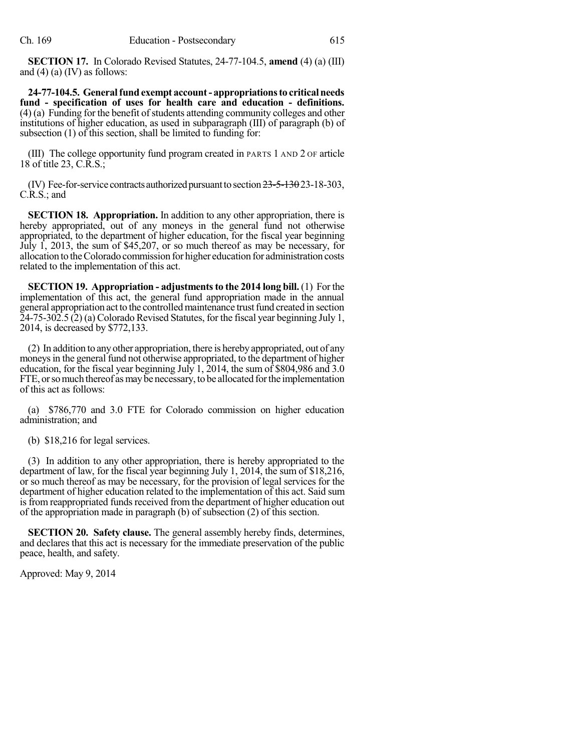**SECTION 17.** In Colorado Revised Statutes, 24-77-104.5, **amend** (4) (a) (III) and (4) (a) (IV) as follows:

**24-77-104.5. General fund exempt account - appropriations to critical needs fund - specification of uses for health care and education - definitions.** (4) (a) Funding for the benefit of students attending community colleges and other institutions of higher education, as used in subparagraph (III) of paragraph (b) of subsection (1) of this section, shall be limited to funding for:

(III) The college opportunity fund program created in PARTS 1 AND 2 OF article 18 of title 23, C.R.S.;

(IV) Fee-for-service contracts authorized pursuant to section ~~23-5-130~~ 23-18-303, C.R.S.; and

**SECTION 18. Appropriation.** In addition to any other appropriation, there is hereby appropriated, out of any moneys in the general fund not otherwise appropriated, to the department of higher education, for the fiscal year beginning July 1, 2013, the sum of $45,207, or so much thereof as may be necessary, for allocation to the Colorado commission for higher education for administration costs related to the implementation of this act.

**SECTION 19. Appropriation - adjustments to the 2014 long bill.** (1) For the implementation of this act, the general fund appropriation made in the annual general appropriation act to the controlled maintenance trust fund created in section 24-75-302.5 (2) (a) Colorado Revised Statutes, for the fiscal year beginning July 1, 2014, is decreased by $772,133.

(2) In addition to any other appropriation, there is hereby appropriated, out of any moneys in the general fund not otherwise appropriated, to the department of higher education, for the fiscal year beginning July 1, 2014, the sum of $804,986 and 3.0 FTE, or so much thereof as may be necessary, to be allocated for the implementation of this act as follows:

(a) $786,770 and 3.0 FTE for Colorado commission on higher education administration; and

(b) $18,216 for legal services.

(3) In addition to any other appropriation, there is hereby appropriated to the department of law, for the fiscal year beginning July 1, 2014, the sum of $18,216, or so much thereof as may be necessary, for the provision of legal services for the department of higher education related to the implementation of this act. Said sum is from reappropriated funds received from the department of higher education out of the appropriation made in paragraph (b) of subsection (2) of this section.

**SECTION 20. Safety clause.** The general assembly hereby finds, determines, and declares that this act is necessary for the immediate preservation of the public peace, health, and safety.

Approved: May 9, 2014